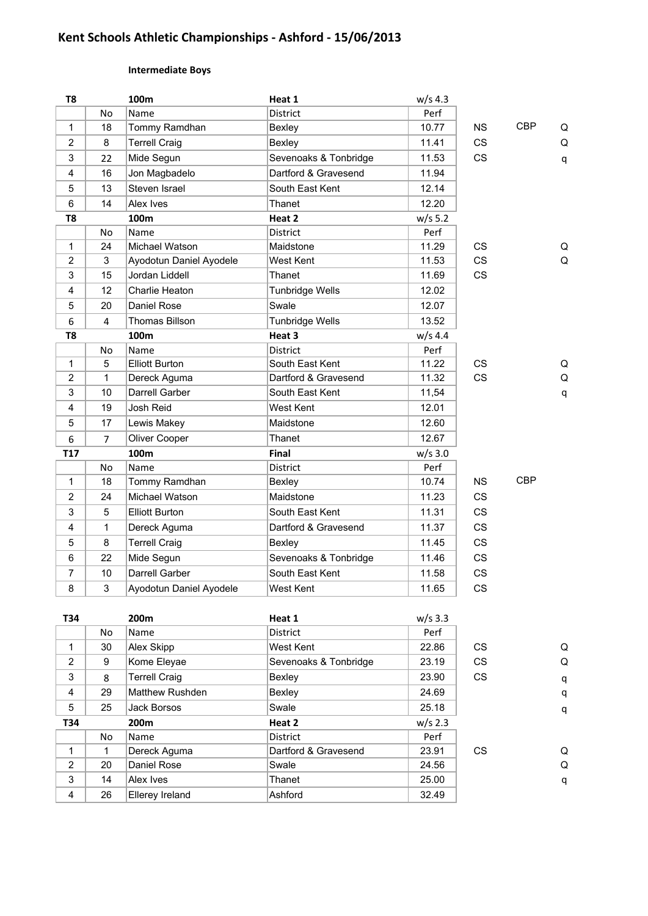# Kent Schools Athletic Championships - Ashford - 15/06/2013

**Intermediate Boys**

| T8 | | 100m | Heat 1 | w/s 4.3 | | | |
|---|---|---|---|---|---|---|---|
| | No | Name | District | Perf | | | |
| 1 | 18 | Tommy Ramdhan | Bexley | 10.77 | NS | CBP | Q |
| 2 | 8 | Terrell Craig | Bexley | 11.41 | CS | | Q |
| 3 | 22 | Mide Segun | Sevenoaks & Tonbridge | 11.53 | CS | | q |
| 4 | 16 | Jon Magbadelo | Dartford & Gravesend | 11.94 | | | |
| 5 | 13 | Steven Israel | South East Kent | 12.14 | | | |
| 6 | 14 | Alex Ives | Thanet | 12.20 | | | |

| T8 | | 100m | Heat 2 | w/s 5.2 | | | |
|---|---|---|---|---|---|---|---|
| | No | Name | District | Perf | | | |
| 1 | 24 | Michael Watson | Maidstone | 11.29 | CS | | Q |
| 2 | 3 | Ayodotun Daniel Ayodele | West Kent | 11.53 | CS | | Q |
| 3 | 15 | Jordan Liddell | Thanet | 11.69 | CS | | |
| 4 | 12 | Charlie Heaton | Tunbridge Wells | 12.02 | | | |
| 5 | 20 | Daniel Rose | Swale | 12.07 | | | |
| 6 | 4 | Thomas Billson | Tunbridge Wells | 13.52 | | | |

| T8 | | 100m | Heat 3 | w/s 4.4 | | | |
|---|---|---|---|---|---|---|---|
| | No | Name | District | Perf | | | |
| 1 | 5 | Elliott Burton | South East Kent | 11.22 | CS | | Q |
| 2 | 1 | Dereck Aguma | Dartford & Gravesend | 11.32 | CS | | Q |
| 3 | 10 | Darrell Garber | South East Kent | 11,54 | | | q |
| 4 | 19 | Josh Reid | West Kent | 12.01 | | | |
| 5 | 17 | Lewis Makey | Maidstone | 12.60 | | | |
| 6 | 7 | Oliver Cooper | Thanet | 12.67 | | | |

| T17 | | 100m | Final | w/s 3.0 | | |
|---|---|---|---|---|---|---|
| | No | Name | District | Perf | | |
| 1 | 18 | Tommy Ramdhan | Bexley | 10.74 | NS | CBP |
| 2 | 24 | Michael Watson | Maidstone | 11.23 | CS | |
| 3 | 5 | Elliott Burton | South East Kent | 11.31 | CS | |
| 4 | 1 | Dereck Aguma | Dartford & Gravesend | 11.37 | CS | |
| 5 | 8 | Terrell Craig | Bexley | 11.45 | CS | |
| 6 | 22 | Mide Segun | Sevenoaks & Tonbridge | 11.46 | CS | |
| 7 | 10 | Darrell Garber | South East Kent | 11.58 | CS | |
| 8 | 3 | Ayodotun Daniel Ayodele | West Kent | 11.65 | CS | |

| T34 | | 200m | Heat 1 | w/s 3.3 | | |
|---|---|---|---|---|---|---|
| | No | Name | District | Perf | | |
| 1 | 30 | Alex Skipp | West Kent | 22.86 | CS | Q |
| 2 | 9 | Kome Eleyae | Sevenoaks & Tonbridge | 23.19 | CS | Q |
| 3 | 8 | Terrell Craig | Bexley | 23.90 | CS | q |
| 4 | 29 | Matthew Rushden | Bexley | 24.69 | | q |
| 5 | 25 | Jack Borsos | Swale | 25.18 | | q |

| T34 | | 200m | Heat 2 | w/s 2.3 | | |
|---|---|---|---|---|---|---|
| | No | Name | District | Perf | | |
| 1 | 1 | Dereck Aguma | Dartford & Gravesend | 23.91 | CS | Q |
| 2 | 20 | Daniel Rose | Swale | 24.56 | | Q |
| 3 | 14 | Alex Ives | Thanet | 25.00 | | q |
| 4 | 26 | Ellerey Ireland | Ashford | 32.49 | | |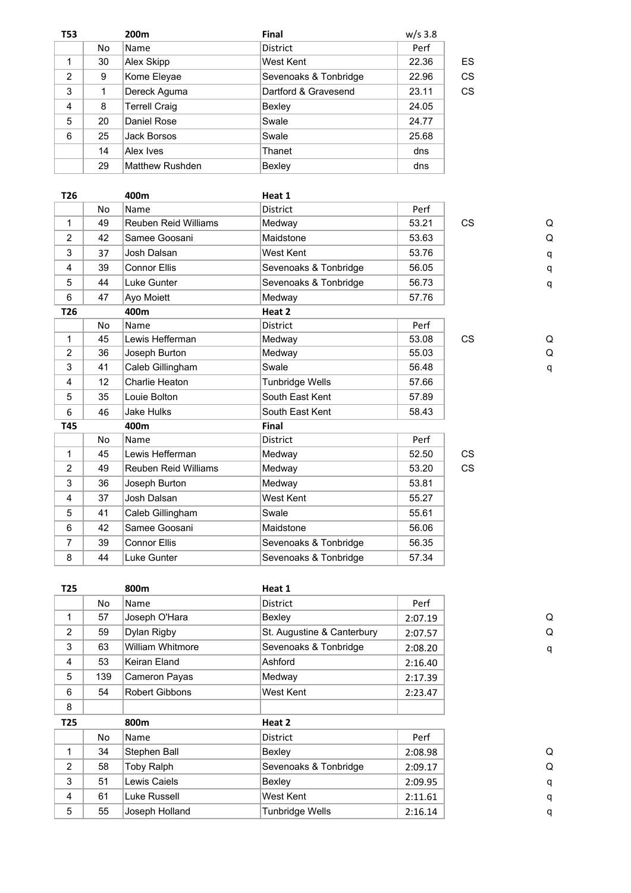| T53 | | 200m | Final | w/s 3.8 | | |
|---|---|---|---|---|---|---|
| | No | Name | District | Perf | | |
| 1 | 30 | Alex Skipp | West Kent | 22.36 | ES | |
| 2 | 9 | Kome Eleyae | Sevenoaks & Tonbridge | 22.96 | CS | |
| 3 | 1 | Dereck Aguma | Dartford & Gravesend | 23.11 | CS | |
| 4 | 8 | Terrell Craig | Bexley | 24.05 | | |
| 5 | 20 | Daniel Rose | Swale | 24.77 | | |
| 6 | 25 | Jack Borsos | Swale | 25.68 | | |
| | 14 | Alex Ives | Thanet | dns | | |
| | 29 | Matthew Rushden | Bexley | dns | | |

| T26 | | 400m | Heat 1 | | | |
|---|---|---|---|---|---|---|
| | No | Name | District | Perf | | |
| 1 | 49 | Reuben Reid Williams | Medway | 53.21 | CS | Q |
| 2 | 42 | Samee Goosani | Maidstone | 53.63 | | Q |
| 3 | 37 | Josh Dalsan | West Kent | 53.76 | | q |
| 4 | 39 | Connor Ellis | Sevenoaks & Tonbridge | 56.05 | | q |
| 5 | 44 | Luke Gunter | Sevenoaks & Tonbridge | 56.73 | | q |
| 6 | 47 | Ayo Moiett | Medway | 57.76 | | |
| **T26** | | **400m** | **Heat 2** | | | |
| | No | Name | District | Perf | | |
| 1 | 45 | Lewis Hefferman | Medway | 53.08 | CS | Q |
| 2 | 36 | Joseph Burton | Medway | 55.03 | | Q |
| 3 | 41 | Caleb Gillingham | Swale | 56.48 | | q |
| 4 | 12 | Charlie Heaton | Tunbridge Wells | 57.66 | | |
| 5 | 35 | Louie Bolton | South East Kent | 57.89 | | |
| 6 | 46 | Jake Hulks | South East Kent | 58.43 | | |
| **T45** | | **400m** | **Final** | | | |
| | No | Name | District | Perf | | |
| 1 | 45 | Lewis Hefferman | Medway | 52.50 | CS | |
| 2 | 49 | Reuben Reid Williams | Medway | 53.20 | CS | |
| 3 | 36 | Joseph Burton | Medway | 53.81 | | |
| 4 | 37 | Josh Dalsan | West Kent | 55.27 | | |
| 5 | 41 | Caleb Gillingham | Swale | 55.61 | | |
| 6 | 42 | Samee Goosani | Maidstone | 56.06 | | |
| 7 | 39 | Connor Ellis | Sevenoaks & Tonbridge | 56.35 | | |
| 8 | 44 | Luke Gunter | Sevenoaks & Tonbridge | 57.34 | | |

| T25 | | 800m | Heat 1 | | | |
|---|---|---|---|---|---|---|
| | No | Name | District | Perf | | |
| 1 | 57 | Joseph O'Hara | Bexley | 2:07.19 | | Q |
| 2 | 59 | Dylan Rigby | St. Augustine & Canterbury | 2:07.57 | | Q |
| 3 | 63 | William Whitmore | Sevenoaks & Tonbridge | 2:08.20 | | q |
| 4 | 53 | Keiran Eland | Ashford | 2:16.40 | | |
| 5 | 139 | Cameron Payas | Medway | 2:17.39 | | |
| 6 | 54 | Robert Gibbons | West Kent | 2:23.47 | | |
| 8 | | | | | | |
| **T25** | | **800m** | **Heat 2** | | | |
| | No | Name | District | Perf | | |
| 1 | 34 | Stephen Ball | Bexley | 2:08.98 | | Q |
| 2 | 58 | Toby Ralph | Sevenoaks & Tonbridge | 2:09.17 | | Q |
| 3 | 51 | Lewis Caiels | Bexley | 2:09.95 | | q |
| 4 | 61 | Luke Russell | West Kent | 2:11.61 | | q |
| 5 | 55 | Joseph Holland | Tunbridge Wells | 2:16.14 | | q |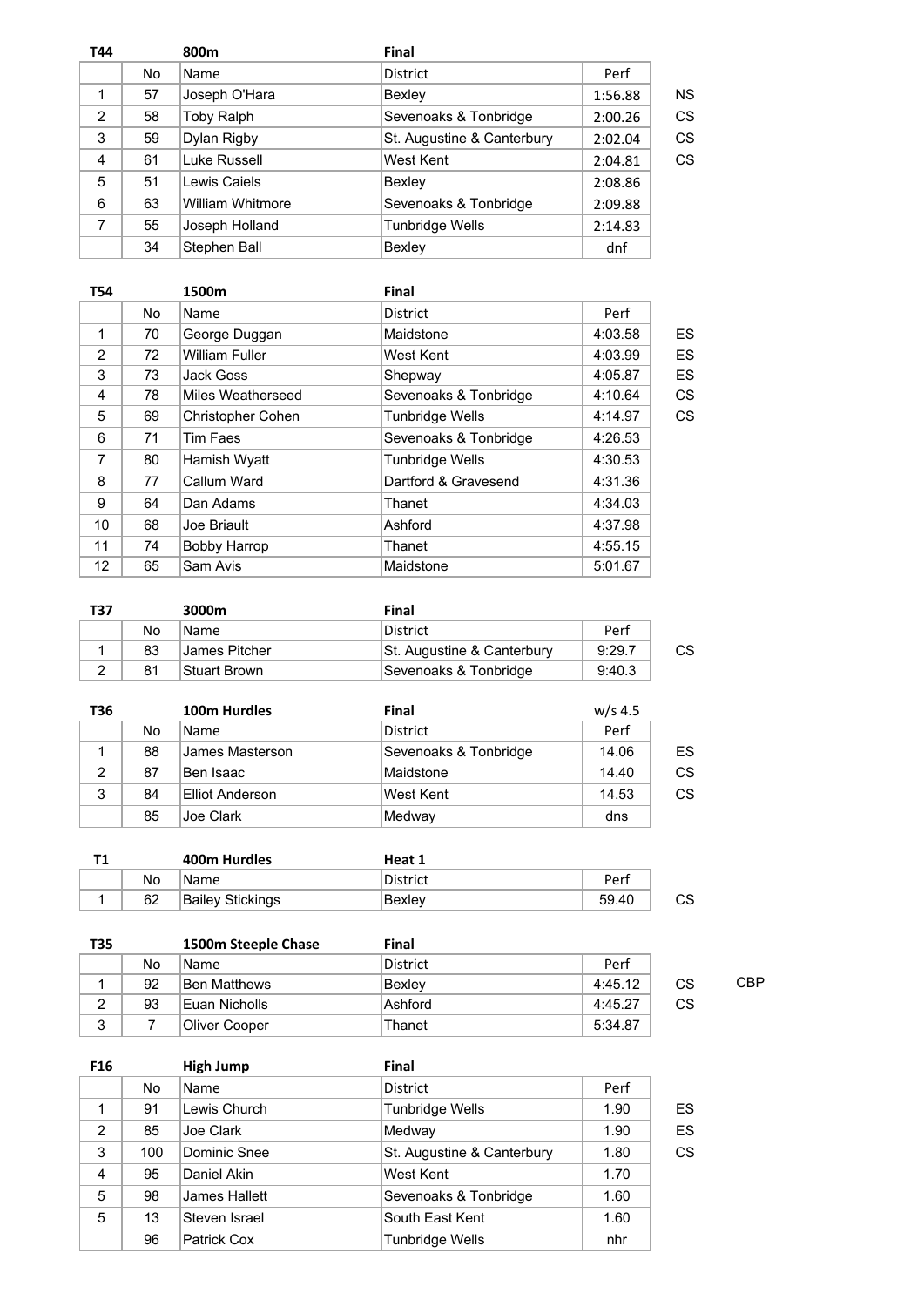| T44 | | 800m | Final | | |
|---|---|---|---|---|---|
| | No | Name | District | Perf | |
| 1 | 57 | Joseph O'Hara | Bexley | 1:56.88 | NS |
| 2 | 58 | Toby Ralph | Sevenoaks & Tonbridge | 2:00.26 | CS |
| 3 | 59 | Dylan Rigby | St. Augustine & Canterbury | 2:02.04 | CS |
| 4 | 61 | Luke Russell | West Kent | 2:04.81 | CS |
| 5 | 51 | Lewis Caiels | Bexley | 2:08.86 | |
| 6 | 63 | William Whitmore | Sevenoaks & Tonbridge | 2:09.88 | |
| 7 | 55 | Joseph Holland | Tunbridge Wells | 2:14.83 | |
| | 34 | Stephen Ball | Bexley | dnf | |

| T54 | | 1500m | Final | | |
|---|---|---|---|---|---|
| | No | Name | District | Perf | |
| 1 | 70 | George Duggan | Maidstone | 4:03.58 | ES |
| 2 | 72 | William Fuller | West Kent | 4:03.99 | ES |
| 3 | 73 | Jack Goss | Shepway | 4:05.87 | ES |
| 4 | 78 | Miles Weatherseed | Sevenoaks & Tonbridge | 4:10.64 | CS |
| 5 | 69 | Christopher Cohen | Tunbridge Wells | 4:14.97 | CS |
| 6 | 71 | Tim Faes | Sevenoaks & Tonbridge | 4:26.53 | |
| 7 | 80 | Hamish Wyatt | Tunbridge Wells | 4:30.53 | |
| 8 | 77 | Callum Ward | Dartford & Gravesend | 4:31.36 | |
| 9 | 64 | Dan Adams | Thanet | 4:34.03 | |
| 10 | 68 | Joe Briault | Ashford | 4:37.98 | |
| 11 | 74 | Bobby Harrop | Thanet | 4:55.15 | |
| 12 | 65 | Sam Avis | Maidstone | 5:01.67 | |

| T37 | | 3000m | Final | | |
|---|---|---|---|---|---|
| | No | Name | District | Perf | |
| 1 | 83 | James Pitcher | St. Augustine & Canterbury | 9:29.7 | CS |
| 2 | 81 | Stuart Brown | Sevenoaks & Tonbridge | 9:40.3 | |

| T36 | | 100m Hurdles | Final | w/s 4.5 | |
|---|---|---|---|---|---|
| | No | Name | District | Perf | |
| 1 | 88 | James Masterson | Sevenoaks & Tonbridge | 14.06 | ES |
| 2 | 87 | Ben Isaac | Maidstone | 14.40 | CS |
| 3 | 84 | Elliot Anderson | West Kent | 14.53 | CS |
| | 85 | Joe Clark | Medway | dns | |

| T1 | | 400m Hurdles | Heat 1 | | |
|---|---|---|---|---|---|
| | No | Name | District | Perf | |
| 1 | 62 | Bailey Stickings | Bexley | 59.40 | CS |

| T35 | | 1500m Steeple Chase | Final | | | |
|---|---|---|---|---|---|---|
| | No | Name | District | Perf | | |
| 1 | 92 | Ben Matthews | Bexley | 4:45.12 | CS | CBP |
| 2 | 93 | Euan Nicholls | Ashford | 4:45.27 | CS | |
| 3 | 7 | Oliver Cooper | Thanet | 5:34.87 | | |

| F16 | | High Jump | Final | | |
|---|---|---|---|---|---|
| | No | Name | District | Perf | |
| 1 | 91 | Lewis Church | Tunbridge Wells | 1.90 | ES |
| 2 | 85 | Joe Clark | Medway | 1.90 | ES |
| 3 | 100 | Dominic Snee | St. Augustine & Canterbury | 1.80 | CS |
| 4 | 95 | Daniel Akin | West Kent | 1.70 | |
| 5 | 98 | James Hallett | Sevenoaks & Tonbridge | 1.60 | |
| 5 | 13 | Steven Israel | South East Kent | 1.60 | |
| | 96 | Patrick Cox | Tunbridge Wells | nhr | |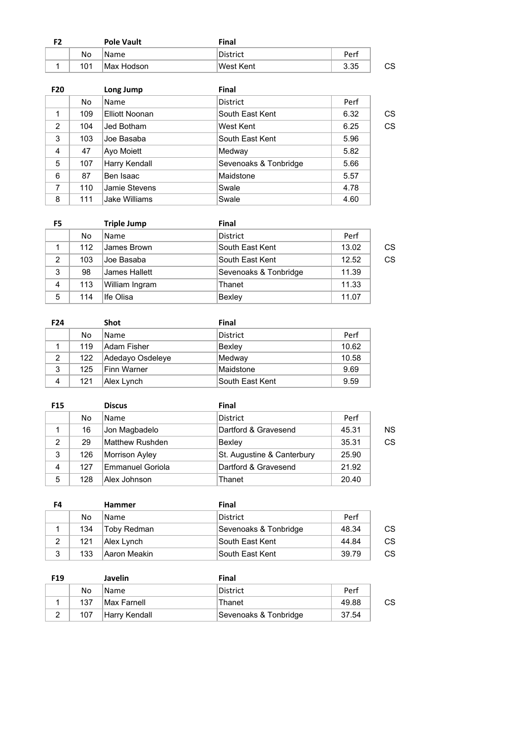**F2** | **Pole Vault** | **Final**

|  | No | Name | District | Perf |  |
|---|---|---|---|---|---|
| 1 | 101 | Max Hodson | West Kent | 3.35 | CS |

**F20** | **Long Jump** | **Final**

|  | No | Name | District | Perf |  |
|---|---|---|---|---|---|
| 1 | 109 | Elliott Noonan | South East Kent | 6.32 | CS |
| 2 | 104 | Jed Botham | West Kent | 6.25 | CS |
| 3 | 103 | Joe Basaba | South East Kent | 5.96 |  |
| 4 | 47 | Ayo Moiett | Medway | 5.82 |  |
| 5 | 107 | Harry Kendall | Sevenoaks & Tonbridge | 5.66 |  |
| 6 | 87 | Ben Isaac | Maidstone | 5.57 |  |
| 7 | 110 | Jamie Stevens | Swale | 4.78 |  |
| 8 | 111 | Jake Williams | Swale | 4.60 |  |

**F5** | **Triple Jump** | **Final**

|  | No | Name | District | Perf |  |
|---|---|---|---|---|---|
| 1 | 112 | James Brown | South East Kent | 13.02 | CS |
| 2 | 103 | Joe Basaba | South East Kent | 12.52 | CS |
| 3 | 98 | James Hallett | Sevenoaks & Tonbridge | 11.39 |  |
| 4 | 113 | William Ingram | Thanet | 11.33 |  |
| 5 | 114 | Ife Olisa | Bexley | 11.07 |  |

**F24** | **Shot** | **Final**

|  | No | Name | District | Perf |
|---|---|---|---|---|
| 1 | 119 | Adam Fisher | Bexley | 10.62 |
| 2 | 122 | Adedayo Osdeleye | Medway | 10.58 |
| 3 | 125 | Finn Warner | Maidstone | 9.69 |
| 4 | 121 | Alex Lynch | South East Kent | 9.59 |

**F15** | **Discus** | **Final**

|  | No | Name | District | Perf |  |
|---|---|---|---|---|---|
| 1 | 16 | Jon Magbadelo | Dartford & Gravesend | 45.31 | NS |
| 2 | 29 | Matthew Rushden | Bexley | 35.31 | CS |
| 3 | 126 | Morrison Ayley | St. Augustine & Canterbury | 25.90 |  |
| 4 | 127 | Emmanuel Goriola | Dartford & Gravesend | 21.92 |  |
| 5 | 128 | Alex Johnson | Thanet | 20.40 |  |

**F4** | **Hammer** | **Final**

|  | No | Name | District | Perf |  |
|---|---|---|---|---|---|
| 1 | 134 | Toby Redman | Sevenoaks & Tonbridge | 48.34 | CS |
| 2 | 121 | Alex Lynch | South East Kent | 44.84 | CS |
| 3 | 133 | Aaron Meakin | South East Kent | 39.79 | CS |

**F19** | **Javelin** | **Final**

|  | No | Name | District | Perf |  |
|---|---|---|---|---|---|
| 1 | 137 | Max Farnell | Thanet | 49.88 | CS |
| 2 | 107 | Harry Kendall | Sevenoaks & Tonbridge | 37.54 |  |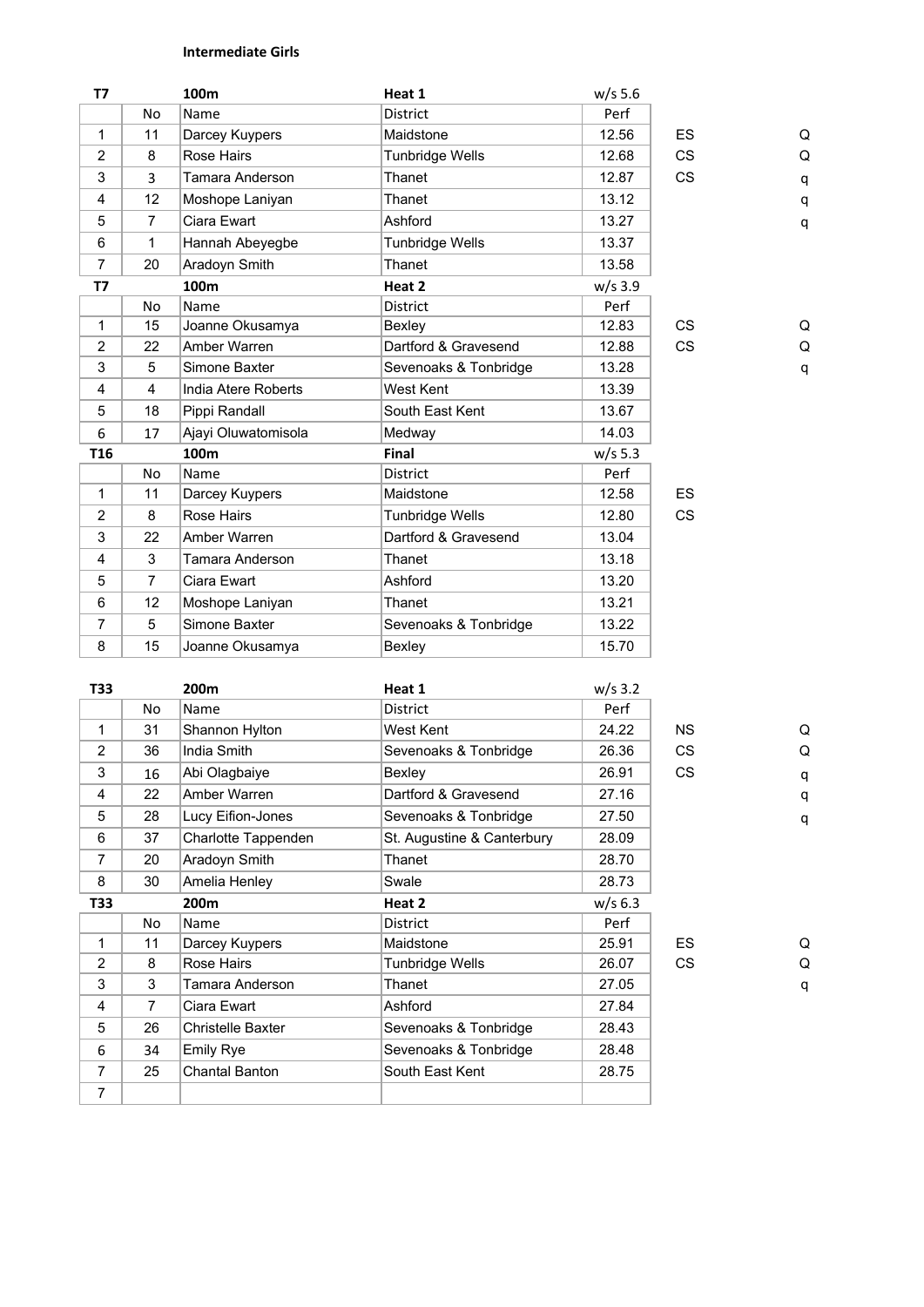**Intermediate Girls**

| T7 | | 100m | Heat 1 | w/s 5.6 | | |
|---|---|---|---|---|---|---|
| | No | Name | District | Perf | | |
| 1 | 11 | Darcey Kuypers | Maidstone | 12.56 | ES | Q |
| 2 | 8 | Rose Hairs | Tunbridge Wells | 12.68 | CS | Q |
| 3 | 3 | Tamara Anderson | Thanet | 12.87 | CS | q |
| 4 | 12 | Moshope Laniyan | Thanet | 13.12 | | q |
| 5 | 7 | Ciara Ewart | Ashford | 13.27 | | q |
| 6 | 1 | Hannah Abeyegbe | Tunbridge Wells | 13.37 | | |
| 7 | 20 | Aradoyn Smith | Thanet | 13.58 | | |
| **T7** | | **100m** | **Heat 2** | w/s 3.9 | | |
| | No | Name | District | Perf | | |
| 1 | 15 | Joanne Okusamya | Bexley | 12.83 | CS | Q |
| 2 | 22 | Amber Warren | Dartford & Gravesend | 12.88 | CS | Q |
| 3 | 5 | Simone Baxter | Sevenoaks & Tonbridge | 13.28 | | q |
| 4 | 4 | India Atere Roberts | West Kent | 13.39 | | |
| 5 | 18 | Pippi Randall | South East Kent | 13.67 | | |
| 6 | 17 | Ajayi Oluwatomisola | Medway | 14.03 | | |
| **T16** | | **100m** | **Final** | w/s 5.3 | | |
| | No | Name | District | Perf | | |
| 1 | 11 | Darcey Kuypers | Maidstone | 12.58 | ES | |
| 2 | 8 | Rose Hairs | Tunbridge Wells | 12.80 | CS | |
| 3 | 22 | Amber Warren | Dartford & Gravesend | 13.04 | | |
| 4 | 3 | Tamara Anderson | Thanet | 13.18 | | |
| 5 | 7 | Ciara Ewart | Ashford | 13.20 | | |
| 6 | 12 | Moshope Laniyan | Thanet | 13.21 | | |
| 7 | 5 | Simone Baxter | Sevenoaks & Tonbridge | 13.22 | | |
| 8 | 15 | Joanne Okusamya | Bexley | 15.70 | | |

| T33 | | 200m | Heat 1 | w/s 3.2 | | |
|---|---|---|---|---|---|---|
| | No | Name | District | Perf | | |
| 1 | 31 | Shannon Hylton | West Kent | 24.22 | NS | Q |
| 2 | 36 | India Smith | Sevenoaks & Tonbridge | 26.36 | CS | Q |
| 3 | 16 | Abi Olagbaiye | Bexley | 26.91 | CS | q |
| 4 | 22 | Amber Warren | Dartford & Gravesend | 27.16 | | q |
| 5 | 28 | Lucy Eifion-Jones | Sevenoaks & Tonbridge | 27.50 | | q |
| 6 | 37 | Charlotte Tappenden | St. Augustine & Canterbury | 28.09 | | |
| 7 | 20 | Aradoyn Smith | Thanet | 28.70 | | |
| 8 | 30 | Amelia Henley | Swale | 28.73 | | |
| **T33** | | **200m** | **Heat 2** | w/s 6.3 | | |
| | No | Name | District | Perf | | |
| 1 | 11 | Darcey Kuypers | Maidstone | 25.91 | ES | Q |
| 2 | 8 | Rose Hairs | Tunbridge Wells | 26.07 | CS | Q |
| 3 | 3 | Tamara Anderson | Thanet | 27.05 | | q |
| 4 | 7 | Ciara Ewart | Ashford | 27.84 | | |
| 5 | 26 | Christelle Baxter | Sevenoaks & Tonbridge | 28.43 | | |
| 6 | 34 | Emily Rye | Sevenoaks & Tonbridge | 28.48 | | |
| 7 | 25 | Chantal Banton | South East Kent | 28.75 | | |
| 7 | | | | | | |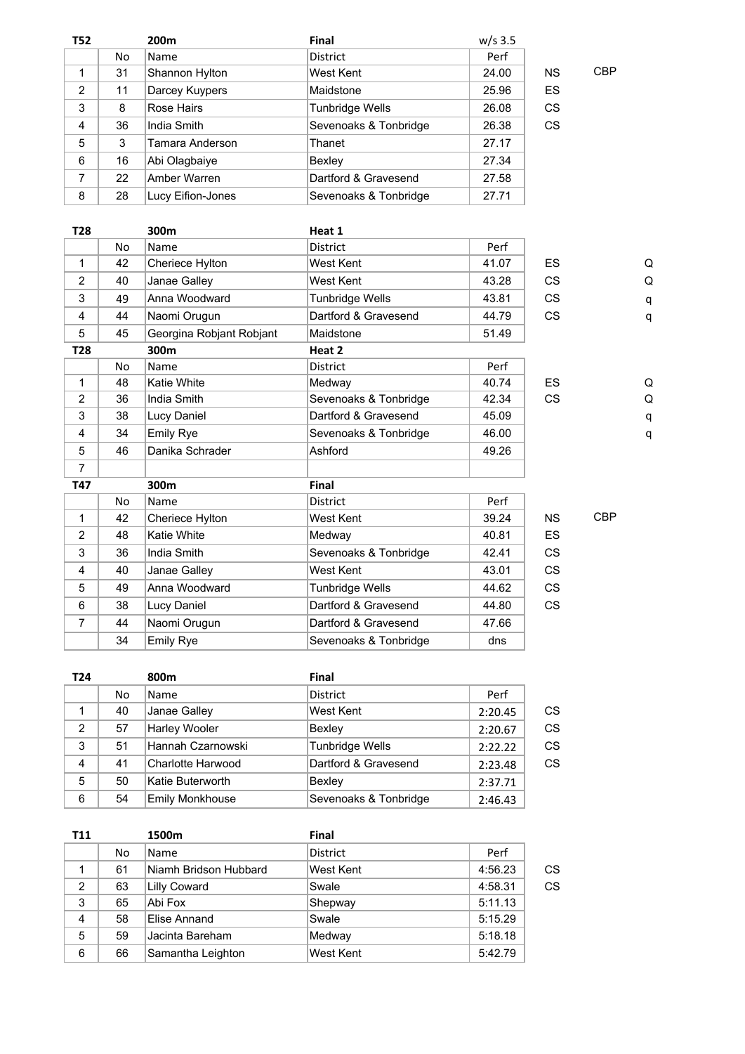| T52 | | 200m | Final | w/s 3.5 | | | |
|---|---|---|---|---|---|---|---|
| | No | Name | District | Perf | | | |
| 1 | 31 | Shannon Hylton | West Kent | 24.00 | NS | CBP | |
| 2 | 11 | Darcey Kuypers | Maidstone | 25.96 | ES | | |
| 3 | 8 | Rose Hairs | Tunbridge Wells | 26.08 | CS | | |
| 4 | 36 | India Smith | Sevenoaks & Tonbridge | 26.38 | CS | | |
| 5 | 3 | Tamara Anderson | Thanet | 27.17 | | | |
| 6 | 16 | Abi Olagbaiye | Bexley | 27.34 | | | |
| 7 | 22 | Amber Warren | Dartford & Gravesend | 27.58 | | | |
| 8 | 28 | Lucy Eifion-Jones | Sevenoaks & Tonbridge | 27.71 | | | |

| T28 | | 300m | Heat 1 | | | | |
|---|---|---|---|---|---|---|---|
| | No | Name | District | Perf | | | |
| 1 | 42 | Cheriece Hylton | West Kent | 41.07 | ES | | Q |
| 2 | 40 | Janae Galley | West Kent | 43.28 | CS | | Q |
| 3 | 49 | Anna Woodward | Tunbridge Wells | 43.81 | CS | | q |
| 4 | 44 | Naomi Orugun | Dartford & Gravesend | 44.79 | CS | | q |
| 5 | 45 | Georgina Robjant Robjant | Maidstone | 51.49 | | | |
| **T28** | | **300m** | **Heat 2** | | | | |
| | No | Name | District | Perf | | | |
| 1 | 48 | Katie White | Medway | 40.74 | ES | | Q |
| 2 | 36 | India Smith | Sevenoaks & Tonbridge | 42.34 | CS | | Q |
| 3 | 38 | Lucy Daniel | Dartford & Gravesend | 45.09 | | | q |
| 4 | 34 | Emily Rye | Sevenoaks & Tonbridge | 46.00 | | | q |
| 5 | 46 | Danika Schrader | Ashford | 49.26 | | | |
| 7 | | | | | | | |

| T47 | | 300m | Final | | | |
|---|---|---|---|---|---|---|
| | No | Name | District | Perf | | |
| 1 | 42 | Cheriece Hylton | West Kent | 39.24 | NS | CBP |
| 2 | 48 | Katie White | Medway | 40.81 | ES | |
| 3 | 36 | India Smith | Sevenoaks & Tonbridge | 42.41 | CS | |
| 4 | 40 | Janae Galley | West Kent | 43.01 | CS | |
| 5 | 49 | Anna Woodward | Tunbridge Wells | 44.62 | CS | |
| 6 | 38 | Lucy Daniel | Dartford & Gravesend | 44.80 | CS | |
| 7 | 44 | Naomi Orugun | Dartford & Gravesend | 47.66 | | |
| | 34 | Emily Rye | Sevenoaks & Tonbridge | dns | | |

| T24 | | 800m | Final | | |
|---|---|---|---|---|---|
| | No | Name | District | Perf | |
| 1 | 40 | Janae Galley | West Kent | 2:20.45 | CS |
| 2 | 57 | Harley Wooler | Bexley | 2:20.67 | CS |
| 3 | 51 | Hannah Czarnowski | Tunbridge Wells | 2:22.22 | CS |
| 4 | 41 | Charlotte Harwood | Dartford & Gravesend | 2:23.48 | CS |
| 5 | 50 | Katie Buterworth | Bexley | 2:37.71 | |
| 6 | 54 | Emily Monkhouse | Sevenoaks & Tonbridge | 2:46.43 | |

| T11 | | 1500m | Final | | |
|---|---|---|---|---|---|
| | No | Name | District | Perf | |
| 1 | 61 | Niamh Bridson Hubbard | West Kent | 4:56.23 | CS |
| 2 | 63 | Lilly Coward | Swale | 4:58.31 | CS |
| 3 | 65 | Abi Fox | Shepway | 5:11.13 | |
| 4 | 58 | Elise Annand | Swale | 5:15.29 | |
| 5 | 59 | Jacinta Bareham | Medway | 5:18.18 | |
| 6 | 66 | Samantha Leighton | West Kent | 5:42.79 | |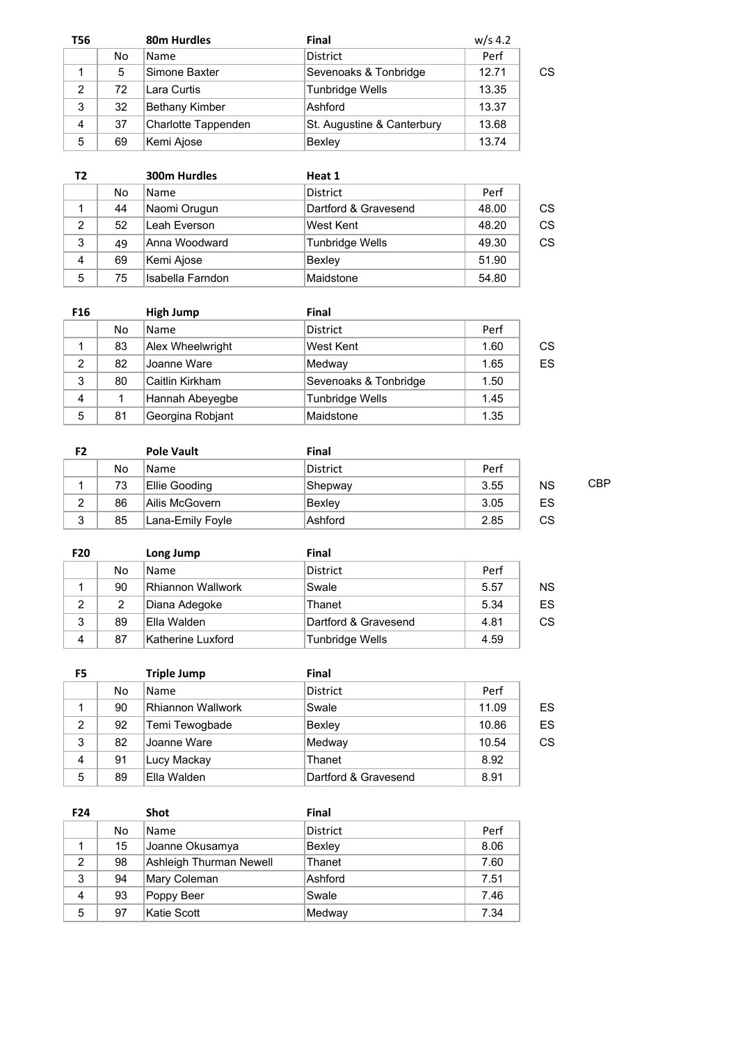| T56 | | 80m Hurdles | Final | w/s 4.2 | |
|---|---|---|---|---|---|
| | No | Name | District | Perf | |
| 1 | 5 | Simone Baxter | Sevenoaks & Tonbridge | 12.71 | CS |
| 2 | 72 | Lara Curtis | Tunbridge Wells | 13.35 | |
| 3 | 32 | Bethany Kimber | Ashford | 13.37 | |
| 4 | 37 | Charlotte Tappenden | St. Augustine & Canterbury | 13.68 | |
| 5 | 69 | Kemi Ajose | Bexley | 13.74 | |

| T2 | | 300m Hurdles | Heat 1 | | |
|---|---|---|---|---|---|
| | No | Name | District | Perf | |
| 1 | 44 | Naomi Orugun | Dartford & Gravesend | 48.00 | CS |
| 2 | 52 | Leah Everson | West Kent | 48.20 | CS |
| 3 | 49 | Anna Woodward | Tunbridge Wells | 49.30 | CS |
| 4 | 69 | Kemi Ajose | Bexley | 51.90 | |
| 5 | 75 | Isabella Farndon | Maidstone | 54.80 | |

| F16 | | High Jump | Final | | |
|---|---|---|---|---|---|
| | No | Name | District | Perf | |
| 1 | 83 | Alex Wheelwright | West Kent | 1.60 | CS |
| 2 | 82 | Joanne Ware | Medway | 1.65 | ES |
| 3 | 80 | Caitlin Kirkham | Sevenoaks & Tonbridge | 1.50 | |
| 4 | 1 | Hannah Abeyegbe | Tunbridge Wells | 1.45 | |
| 5 | 81 | Georgina Robjant | Maidstone | 1.35 | |

| F2 | | Pole Vault | Final | | | |
|---|---|---|---|---|---|---|
| | No | Name | District | Perf | | |
| 1 | 73 | Ellie Gooding | Shepway | 3.55 | NS | CBP |
| 2 | 86 | Ailis McGovern | Bexley | 3.05 | ES | |
| 3 | 85 | Lana-Emily Foyle | Ashford | 2.85 | CS | |

| F20 | | Long Jump | Final | | |
|---|---|---|---|---|---|
| | No | Name | District | Perf | |
| 1 | 90 | Rhiannon Wallwork | Swale | 5.57 | NS |
| 2 | 2 | Diana Adegoke | Thanet | 5.34 | ES |
| 3 | 89 | Ella Walden | Dartford & Gravesend | 4.81 | CS |
| 4 | 87 | Katherine Luxford | Tunbridge Wells | 4.59 | |

| F5 | | Triple Jump | Final | | |
|---|---|---|---|---|---|
| | No | Name | District | Perf | |
| 1 | 90 | Rhiannon Wallwork | Swale | 11.09 | ES |
| 2 | 92 | Temi Tewogbade | Bexley | 10.86 | ES |
| 3 | 82 | Joanne Ware | Medway | 10.54 | CS |
| 4 | 91 | Lucy Mackay | Thanet | 8.92 | |
| 5 | 89 | Ella Walden | Dartford & Gravesend | 8.91 | |

| F24 | | Shot | Final | |
|---|---|---|---|---|
| | No | Name | District | Perf |
| 1 | 15 | Joanne Okusamya | Bexley | 8.06 |
| 2 | 98 | Ashleigh Thurman Newell | Thanet | 7.60 |
| 3 | 94 | Mary Coleman | Ashford | 7.51 |
| 4 | 93 | Poppy Beer | Swale | 7.46 |
| 5 | 97 | Katie Scott | Medway | 7.34 |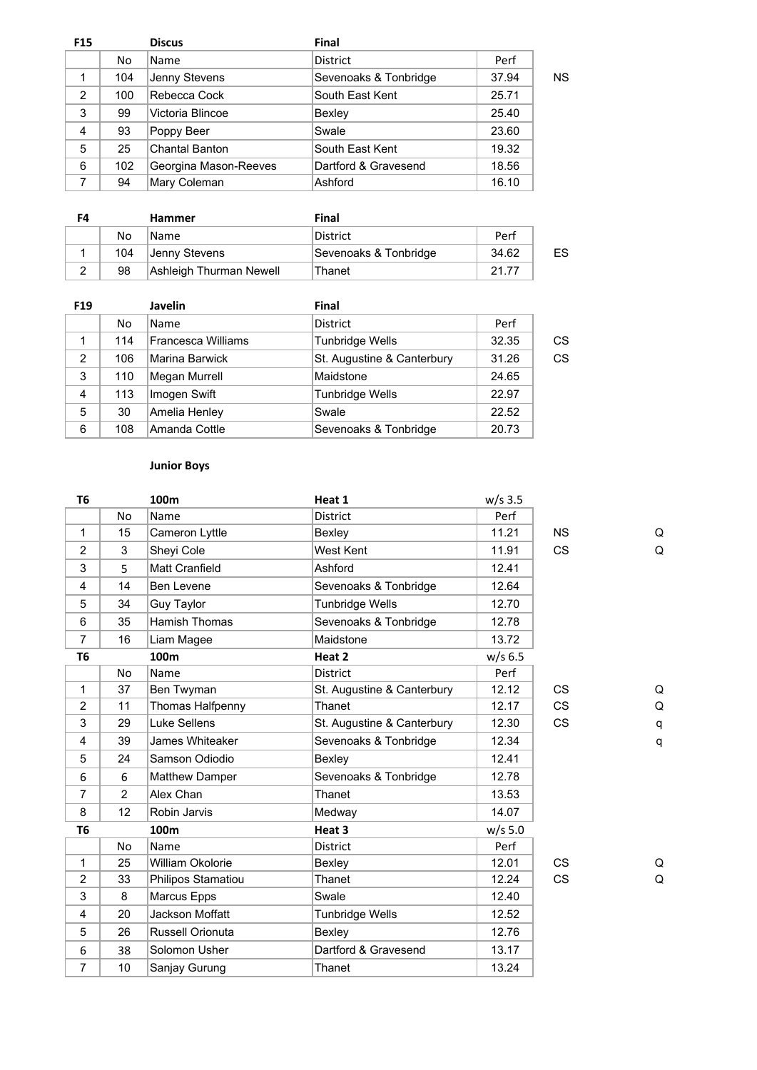| F15 | | Discus | Final | | |
|---|---|---|---|---|---|
| | No | Name | District | Perf | |
| 1 | 104 | Jenny Stevens | Sevenoaks & Tonbridge | 37.94 | NS |
| 2 | 100 | Rebecca Cock | South East Kent | 25.71 | |
| 3 | 99 | Victoria Blincoe | Bexley | 25.40 | |
| 4 | 93 | Poppy Beer | Swale | 23.60 | |
| 5 | 25 | Chantal Banton | South East Kent | 19.32 | |
| 6 | 102 | Georgina Mason-Reeves | Dartford & Gravesend | 18.56 | |
| 7 | 94 | Mary Coleman | Ashford | 16.10 | |

| F4 | | Hammer | Final | | |
|---|---|---|---|---|---|
| | No | Name | District | Perf | |
| 1 | 104 | Jenny Stevens | Sevenoaks & Tonbridge | 34.62 | ES |
| 2 | 98 | Ashleigh Thurman Newell | Thanet | 21.77 | |

| F19 | | Javelin | Final | | |
|---|---|---|---|---|---|
| | No | Name | District | Perf | |
| 1 | 114 | Francesca Williams | Tunbridge Wells | 32.35 | CS |
| 2 | 106 | Marina Barwick | St. Augustine & Canterbury | 31.26 | CS |
| 3 | 110 | Megan Murrell | Maidstone | 24.65 | |
| 4 | 113 | Imogen Swift | Tunbridge Wells | 22.97 | |
| 5 | 30 | Amelia Henley | Swale | 22.52 | |
| 6 | 108 | Amanda Cottle | Sevenoaks & Tonbridge | 20.73 | |

**Junior Boys**

| T6 | | 100m | Heat 1 | w/s 3.5 | | |
|---|---|---|---|---|---|---|
| | No | Name | District | Perf | | |
| 1 | 15 | Cameron Lyttle | Bexley | 11.21 | NS | Q |
| 2 | 3 | Sheyi Cole | West Kent | 11.91 | CS | Q |
| 3 | 5 | Matt Cranfield | Ashford | 12.41 | | |
| 4 | 14 | Ben Levene | Sevenoaks & Tonbridge | 12.64 | | |
| 5 | 34 | Guy Taylor | Tunbridge Wells | 12.70 | | |
| 6 | 35 | Hamish Thomas | Sevenoaks & Tonbridge | 12.78 | | |
| 7 | 16 | Liam Magee | Maidstone | 13.72 | | |
| **T6** | | **100m** | **Heat 2** | **w/s 6.5** | | |
| | No | Name | District | Perf | | |
| 1 | 37 | Ben Twyman | St. Augustine & Canterbury | 12.12 | CS | Q |
| 2 | 11 | Thomas Halfpenny | Thanet | 12.17 | CS | Q |
| 3 | 29 | Luke Sellens | St. Augustine & Canterbury | 12.30 | CS | q |
| 4 | 39 | James Whiteaker | Sevenoaks & Tonbridge | 12.34 | | q |
| 5 | 24 | Samson Odiodio | Bexley | 12.41 | | |
| 6 | 6 | Matthew Damper | Sevenoaks & Tonbridge | 12.78 | | |
| 7 | 2 | Alex Chan | Thanet | 13.53 | | |
| 8 | 12 | Robin Jarvis | Medway | 14.07 | | |
| **T6** | | **100m** | **Heat 3** | **w/s 5.0** | | |
| | No | Name | District | Perf | | |
| 1 | 25 | William Okolorie | Bexley | 12.01 | CS | Q |
| 2 | 33 | Philipos Stamatiou | Thanet | 12.24 | CS | Q |
| 3 | 8 | Marcus Epps | Swale | 12.40 | | |
| 4 | 20 | Jackson Moffatt | Tunbridge Wells | 12.52 | | |
| 5 | 26 | Russell Orionuta | Bexley | 12.76 | | |
| 6 | 38 | Solomon Usher | Dartford & Gravesend | 13.17 | | |
| 7 | 10 | Sanjay Gurung | Thanet | 13.24 | | |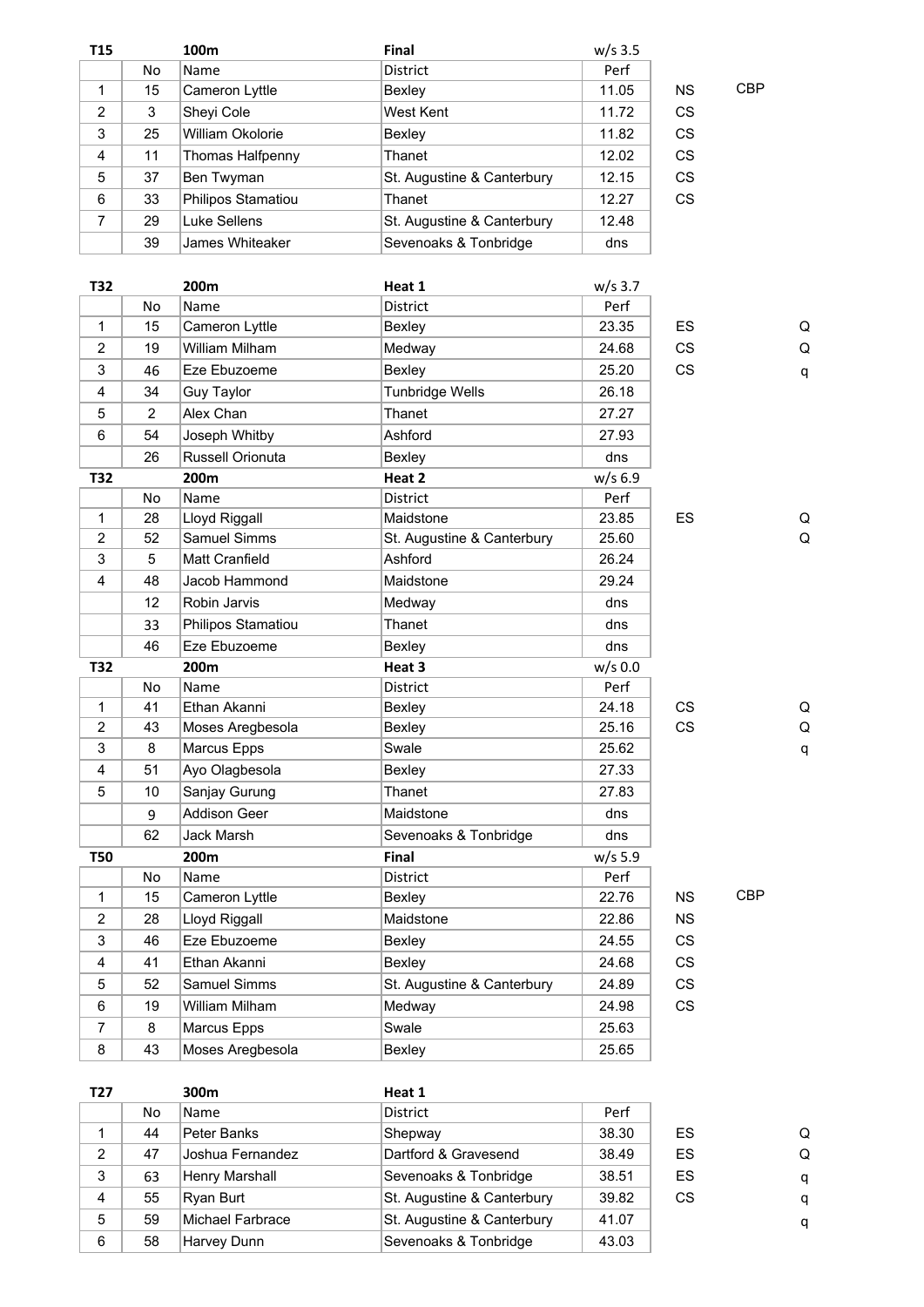| T15 | | 100m | Final | w/s 3.5 | | | |
|---|---|---|---|---|---|---|---|
| | No | Name | District | Perf | | | |
| 1 | 15 | Cameron Lyttle | Bexley | 11.05 | NS | CBP | |
| 2 | 3 | Sheyi Cole | West Kent | 11.72 | CS | | |
| 3 | 25 | William Okolorie | Bexley | 11.82 | CS | | |
| 4 | 11 | Thomas Halfpenny | Thanet | 12.02 | CS | | |
| 5 | 37 | Ben Twyman | St. Augustine & Canterbury | 12.15 | CS | | |
| 6 | 33 | Philipos Stamatiou | Thanet | 12.27 | CS | | |
| 7 | 29 | Luke Sellens | St. Augustine & Canterbury | 12.48 | | | |
| | 39 | James Whiteaker | Sevenoaks & Tonbridge | dns | | | |

| T32 | | 200m | Heat 1 | w/s 3.7 | | | |
|---|---|---|---|---|---|---|---|
| | No | Name | District | Perf | | | |
| 1 | 15 | Cameron Lyttle | Bexley | 23.35 | ES | | Q |
| 2 | 19 | William Milham | Medway | 24.68 | CS | | Q |
| 3 | 46 | Eze Ebuzoeme | Bexley | 25.20 | CS | | q |
| 4 | 34 | Guy Taylor | Tunbridge Wells | 26.18 | | | |
| 5 | 2 | Alex Chan | Thanet | 27.27 | | | |
| 6 | 54 | Joseph Whitby | Ashford | 27.93 | | | |
| | 26 | Russell Orionuta | Bexley | dns | | | |
| **T32** | | **200m** | **Heat 2** | **w/s 6.9** | | | |
| | No | Name | District | Perf | | | |
| 1 | 28 | Lloyd Riggall | Maidstone | 23.85 | ES | | Q |
| 2 | 52 | Samuel Simms | St. Augustine & Canterbury | 25.60 | | | Q |
| 3 | 5 | Matt Cranfield | Ashford | 26.24 | | | |
| 4 | 48 | Jacob Hammond | Maidstone | 29.24 | | | |
| | 12 | Robin Jarvis | Medway | dns | | | |
| | 33 | Philipos Stamatiou | Thanet | dns | | | |
| | 46 | Eze Ebuzoeme | Bexley | dns | | | |
| **T32** | | **200m** | **Heat 3** | **w/s 0.0** | | | |
| | No | Name | District | Perf | | | |
| 1 | 41 | Ethan Akanni | Bexley | 24.18 | CS | | Q |
| 2 | 43 | Moses Aregbesola | Bexley | 25.16 | CS | | Q |
| 3 | 8 | Marcus Epps | Swale | 25.62 | | | q |
| 4 | 51 | Ayo Olagbesola | Bexley | 27.33 | | | |
| 5 | 10 | Sanjay Gurung | Thanet | 27.83 | | | |
| | 9 | Addison Geer | Maidstone | dns | | | |
| | 62 | Jack Marsh | Sevenoaks & Tonbridge | dns | | | |
| **T50** | | **200m** | **Final** | **w/s 5.9** | | | |
| | No | Name | District | Perf | | | |
| 1 | 15 | Cameron Lyttle | Bexley | 22.76 | NS | CBP | |
| 2 | 28 | Lloyd Riggall | Maidstone | 22.86 | NS | | |
| 3 | 46 | Eze Ebuzoeme | Bexley | 24.55 | CS | | |
| 4 | 41 | Ethan Akanni | Bexley | 24.68 | CS | | |
| 5 | 52 | Samuel Simms | St. Augustine & Canterbury | 24.89 | CS | | |
| 6 | 19 | William Milham | Medway | 24.98 | CS | | |
| 7 | 8 | Marcus Epps | Swale | 25.63 | | | |
| 8 | 43 | Moses Aregbesola | Bexley | 25.65 | | | |

| T27 | | 300m | Heat 1 | | | | |
|---|---|---|---|---|---|---|---|
| | No | Name | District | Perf | | | |
| 1 | 44 | Peter Banks | Shepway | 38.30 | ES | | Q |
| 2 | 47 | Joshua Fernandez | Dartford & Gravesend | 38.49 | ES | | Q |
| 3 | 63 | Henry Marshall | Sevenoaks & Tonbridge | 38.51 | ES | | q |
| 4 | 55 | Ryan Burt | St. Augustine & Canterbury | 39.82 | CS | | q |
| 5 | 59 | Michael Farbrace | St. Augustine & Canterbury | 41.07 | | | q |
| 6 | 58 | Harvey Dunn | Sevenoaks & Tonbridge | 43.03 | | | |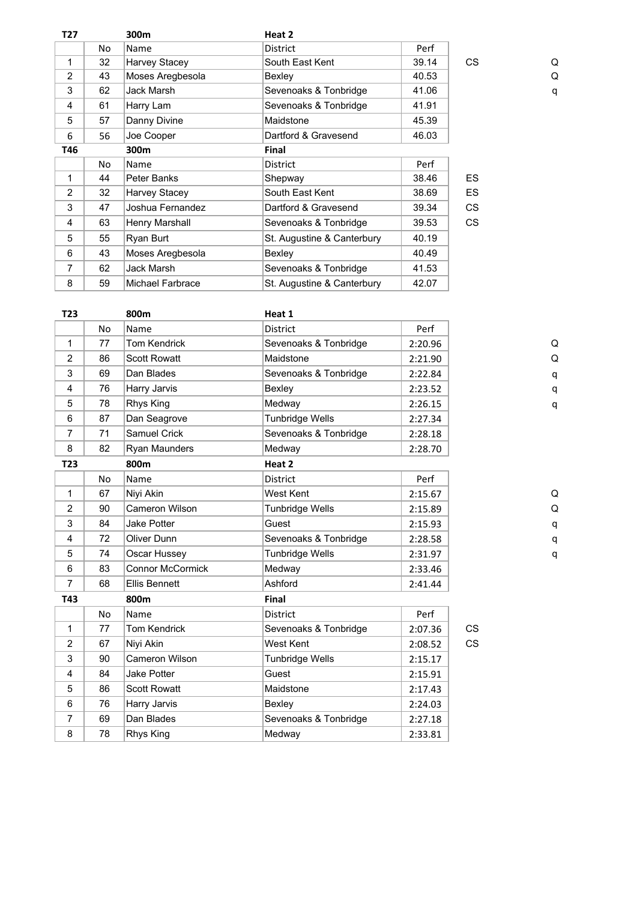| T27 | | 300m | Heat 2 | | | |
|---|---|---|---|---|---|---|
| | No | Name | District | Perf | | |
| 1 | 32 | Harvey Stacey | South East Kent | 39.14 | CS | Q |
| 2 | 43 | Moses Aregbesola | Bexley | 40.53 | | Q |
| 3 | 62 | Jack Marsh | Sevenoaks & Tonbridge | 41.06 | | q |
| 4 | 61 | Harry Lam | Sevenoaks & Tonbridge | 41.91 | | |
| 5 | 57 | Danny Divine | Maidstone | 45.39 | | |
| 6 | 56 | Joe Cooper | Dartford & Gravesend | 46.03 | | |

| T46 | | 300m | Final | | |
|---|---|---|---|---|---|
| | No | Name | District | Perf | |
| 1 | 44 | Peter Banks | Shepway | 38.46 | ES |
| 2 | 32 | Harvey Stacey | South East Kent | 38.69 | ES |
| 3 | 47 | Joshua Fernandez | Dartford & Gravesend | 39.34 | CS |
| 4 | 63 | Henry Marshall | Sevenoaks & Tonbridge | 39.53 | CS |
| 5 | 55 | Ryan Burt | St. Augustine & Canterbury | 40.19 | |
| 6 | 43 | Moses Aregbesola | Bexley | 40.49 | |
| 7 | 62 | Jack Marsh | Sevenoaks & Tonbridge | 41.53 | |
| 8 | 59 | Michael Farbrace | St. Augustine & Canterbury | 42.07 | |

| T23 | | 800m | Heat 1 | | |
|---|---|---|---|---|---|
| | No | Name | District | Perf | |
| 1 | 77 | Tom Kendrick | Sevenoaks & Tonbridge | 2:20.96 | Q |
| 2 | 86 | Scott Rowatt | Maidstone | 2:21.90 | Q |
| 3 | 69 | Dan Blades | Sevenoaks & Tonbridge | 2:22.84 | q |
| 4 | 76 | Harry Jarvis | Bexley | 2:23.52 | q |
| 5 | 78 | Rhys King | Medway | 2:26.15 | q |
| 6 | 87 | Dan Seagrove | Tunbridge Wells | 2:27.34 | |
| 7 | 71 | Samuel Crick | Sevenoaks & Tonbridge | 2:28.18 | |
| 8 | 82 | Ryan Maunders | Medway | 2:28.70 | |

| T23 | | 800m | Heat 2 | | |
|---|---|---|---|---|---|
| | No | Name | District | Perf | |
| 1 | 67 | Niyi Akin | West Kent | 2:15.67 | Q |
| 2 | 90 | Cameron Wilson | Tunbridge Wells | 2:15.89 | Q |
| 3 | 84 | Jake Potter | Guest | 2:15.93 | q |
| 4 | 72 | Oliver Dunn | Sevenoaks & Tonbridge | 2:28.58 | q |
| 5 | 74 | Oscar Hussey | Tunbridge Wells | 2:31.97 | q |
| 6 | 83 | Connor McCormick | Medway | 2:33.46 | |
| 7 | 68 | Ellis Bennett | Ashford | 2:41.44 | |

| T43 | | 800m | Final | | |
|---|---|---|---|---|---|
| | No | Name | District | Perf | |
| 1 | 77 | Tom Kendrick | Sevenoaks & Tonbridge | 2:07.36 | CS |
| 2 | 67 | Niyi Akin | West Kent | 2:08.52 | CS |
| 3 | 90 | Cameron Wilson | Tunbridge Wells | 2:15.17 | |
| 4 | 84 | Jake Potter | Guest | 2:15.91 | |
| 5 | 86 | Scott Rowatt | Maidstone | 2:17.43 | |
| 6 | 76 | Harry Jarvis | Bexley | 2:24.03 | |
| 7 | 69 | Dan Blades | Sevenoaks & Tonbridge | 2:27.18 | |
| 8 | 78 | Rhys King | Medway | 2:33.81 | |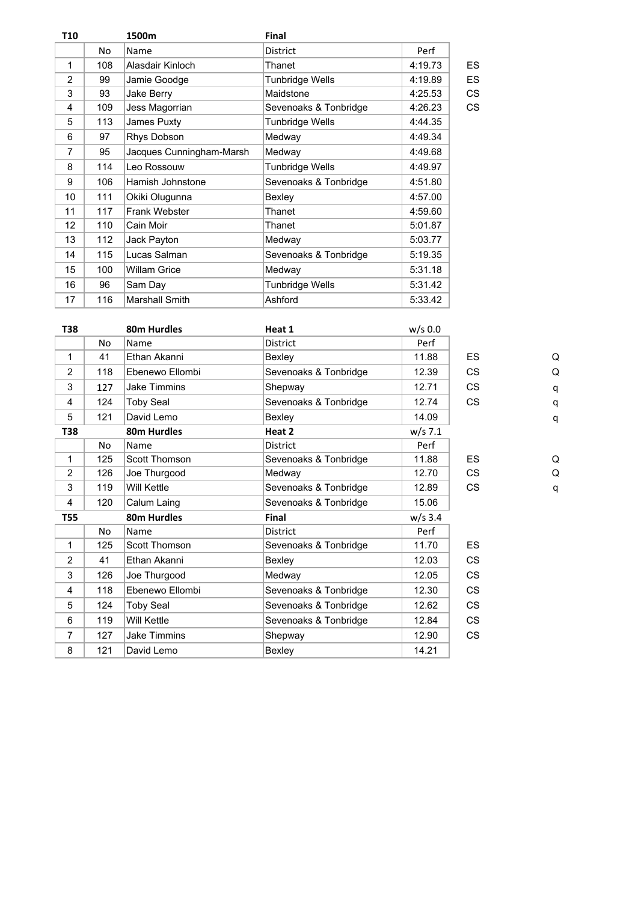| T10 | | 1500m | Final | | |
|---|---|---|---|---|---|
| | No | Name | District | Perf | |
| 1 | 108 | Alasdair Kinloch | Thanet | 4:19.73 | ES |
| 2 | 99 | Jamie Goodge | Tunbridge Wells | 4:19.89 | ES |
| 3 | 93 | Jake Berry | Maidstone | 4:25.53 | CS |
| 4 | 109 | Jess Magorrian | Sevenoaks & Tonbridge | 4:26.23 | CS |
| 5 | 113 | James Puxty | Tunbridge Wells | 4:44.35 | |
| 6 | 97 | Rhys Dobson | Medway | 4:49.34 | |
| 7 | 95 | Jacques Cunningham-Marsh | Medway | 4:49.68 | |
| 8 | 114 | Leo Rossouw | Tunbridge Wells | 4:49.97 | |
| 9 | 106 | Hamish Johnstone | Sevenoaks & Tonbridge | 4:51.80 | |
| 10 | 111 | Okiki Olugunna | Bexley | 4:57.00 | |
| 11 | 117 | Frank Webster | Thanet | 4:59.60 | |
| 12 | 110 | Cain Moir | Thanet | 5:01.87 | |
| 13 | 112 | Jack Payton | Medway | 5:03.77 | |
| 14 | 115 | Lucas Salman | Sevenoaks & Tonbridge | 5:19.35 | |
| 15 | 100 | Willam Grice | Medway | 5:31.18 | |
| 16 | 96 | Sam Day | Tunbridge Wells | 5:31.42 | |
| 17 | 116 | Marshall Smith | Ashford | 5:33.42 | |

| T38 | | 80m Hurdles | Heat 1 | w/s 0.0 | | |
|---|---|---|---|---|---|---|
| | No | Name | District | Perf | | |
| 1 | 41 | Ethan Akanni | Bexley | 11.88 | ES | Q |
| 2 | 118 | Ebenewo Ellombi | Sevenoaks & Tonbridge | 12.39 | CS | Q |
| 3 | 127 | Jake Timmins | Shepway | 12.71 | CS | q |
| 4 | 124 | Toby Seal | Sevenoaks & Tonbridge | 12.74 | CS | q |
| 5 | 121 | David Lemo | Bexley | 14.09 | | q |
| **T38** | | **80m Hurdles** | **Heat 2** | w/s 7.1 | | |
| | No | Name | District | Perf | | |
| 1 | 125 | Scott Thomson | Sevenoaks & Tonbridge | 11.88 | ES | Q |
| 2 | 126 | Joe Thurgood | Medway | 12.70 | CS | Q |
| 3 | 119 | Will Kettle | Sevenoaks & Tonbridge | 12.89 | CS | q |
| 4 | 120 | Calum Laing | Sevenoaks & Tonbridge | 15.06 | | |
| **T55** | | **80m Hurdles** | **Final** | w/s 3.4 | | |
| | No | Name | District | Perf | | |
| 1 | 125 | Scott Thomson | Sevenoaks & Tonbridge | 11.70 | ES | |
| 2 | 41 | Ethan Akanni | Bexley | 12.03 | CS | |
| 3 | 126 | Joe Thurgood | Medway | 12.05 | CS | |
| 4 | 118 | Ebenewo Ellombi | Sevenoaks & Tonbridge | 12.30 | CS | |
| 5 | 124 | Toby Seal | Sevenoaks & Tonbridge | 12.62 | CS | |
| 6 | 119 | Will Kettle | Sevenoaks & Tonbridge | 12.84 | CS | |
| 7 | 127 | Jake Timmins | Shepway | 12.90 | CS | |
| 8 | 121 | David Lemo | Bexley | 14.21 | | |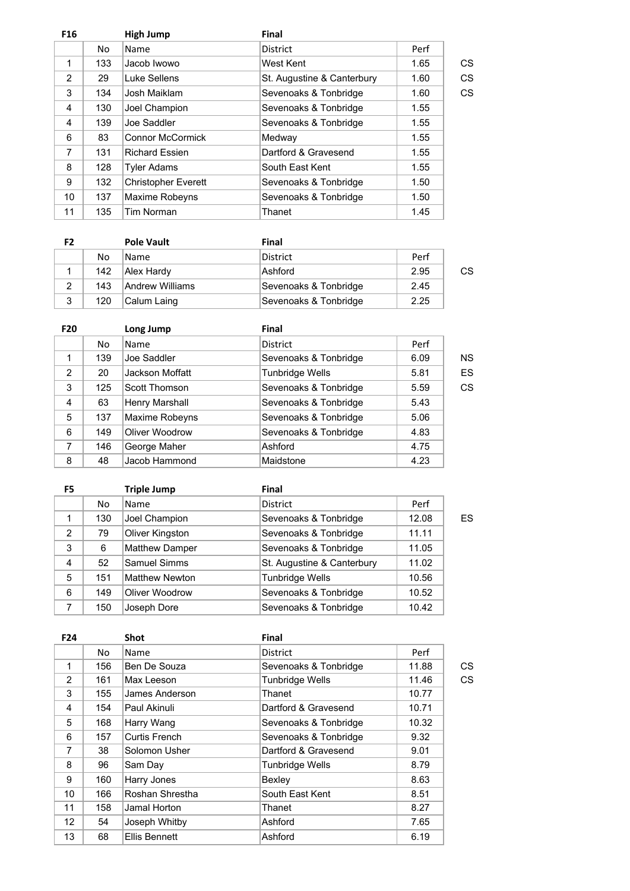**F16** **High Jump** **Final**

| | No | Name | District | Perf | |
|---|---|---|---|---|---|
| 1 | 133 | Jacob Iwowo | West Kent | 1.65 | CS |
| 2 | 29 | Luke Sellens | St. Augustine & Canterbury | 1.60 | CS |
| 3 | 134 | Josh Maiklam | Sevenoaks & Tonbridge | 1.60 | CS |
| 4 | 130 | Joel Champion | Sevenoaks & Tonbridge | 1.55 | |
| 4 | 139 | Joe Saddler | Sevenoaks & Tonbridge | 1.55 | |
| 6 | 83 | Connor McCormick | Medway | 1.55 | |
| 7 | 131 | Richard Essien | Dartford & Gravesend | 1.55 | |
| 8 | 128 | Tyler Adams | South East Kent | 1.55 | |
| 9 | 132 | Christopher Everett | Sevenoaks & Tonbridge | 1.50 | |
| 10 | 137 | Maxime Robeyns | Sevenoaks & Tonbridge | 1.50 | |
| 11 | 135 | Tim Norman | Thanet | 1.45 | |

**F2** **Pole Vault** **Final**

| | No | Name | District | Perf | |
|---|---|---|---|---|---|
| 1 | 142 | Alex Hardy | Ashford | 2.95 | CS |
| 2 | 143 | Andrew Williams | Sevenoaks & Tonbridge | 2.45 | |
| 3 | 120 | Calum Laing | Sevenoaks & Tonbridge | 2.25 | |

**F20** **Long Jump** **Final**

| | No | Name | District | Perf | |
|---|---|---|---|---|---|
| 1 | 139 | Joe Saddler | Sevenoaks & Tonbridge | 6.09 | NS |
| 2 | 20 | Jackson Moffatt | Tunbridge Wells | 5.81 | ES |
| 3 | 125 | Scott Thomson | Sevenoaks & Tonbridge | 5.59 | CS |
| 4 | 63 | Henry Marshall | Sevenoaks & Tonbridge | 5.43 | |
| 5 | 137 | Maxime Robeyns | Sevenoaks & Tonbridge | 5.06 | |
| 6 | 149 | Oliver Woodrow | Sevenoaks & Tonbridge | 4.83 | |
| 7 | 146 | George Maher | Ashford | 4.75 | |
| 8 | 48 | Jacob Hammond | Maidstone | 4.23 | |

**F5** **Triple Jump** **Final**

| | No | Name | District | Perf | |
|---|---|---|---|---|---|
| 1 | 130 | Joel Champion | Sevenoaks & Tonbridge | 12.08 | ES |
| 2 | 79 | Oliver Kingston | Sevenoaks & Tonbridge | 11.11 | |
| 3 | 6 | Matthew Damper | Sevenoaks & Tonbridge | 11.05 | |
| 4 | 52 | Samuel Simms | St. Augustine & Canterbury | 11.02 | |
| 5 | 151 | Matthew Newton | Tunbridge Wells | 10.56 | |
| 6 | 149 | Oliver Woodrow | Sevenoaks & Tonbridge | 10.52 | |
| 7 | 150 | Joseph Dore | Sevenoaks & Tonbridge | 10.42 | |

**F24** **Shot** **Final**

| | No | Name | District | Perf | |
|---|---|---|---|---|---|
| 1 | 156 | Ben De Souza | Sevenoaks & Tonbridge | 11.88 | CS |
| 2 | 161 | Max Leeson | Tunbridge Wells | 11.46 | CS |
| 3 | 155 | James Anderson | Thanet | 10.77 | |
| 4 | 154 | Paul Akinuli | Dartford & Gravesend | 10.71 | |
| 5 | 168 | Harry Wang | Sevenoaks & Tonbridge | 10.32 | |
| 6 | 157 | Curtis French | Sevenoaks & Tonbridge | 9.32 | |
| 7 | 38 | Solomon Usher | Dartford & Gravesend | 9.01 | |
| 8 | 96 | Sam Day | Tunbridge Wells | 8.79 | |
| 9 | 160 | Harry Jones | Bexley | 8.63 | |
| 10 | 166 | Roshan Shrestha | South East Kent | 8.51 | |
| 11 | 158 | Jamal Horton | Thanet | 8.27 | |
| 12 | 54 | Joseph Whitby | Ashford | 7.65 | |
| 13 | 68 | Ellis Bennett | Ashford | 6.19 | |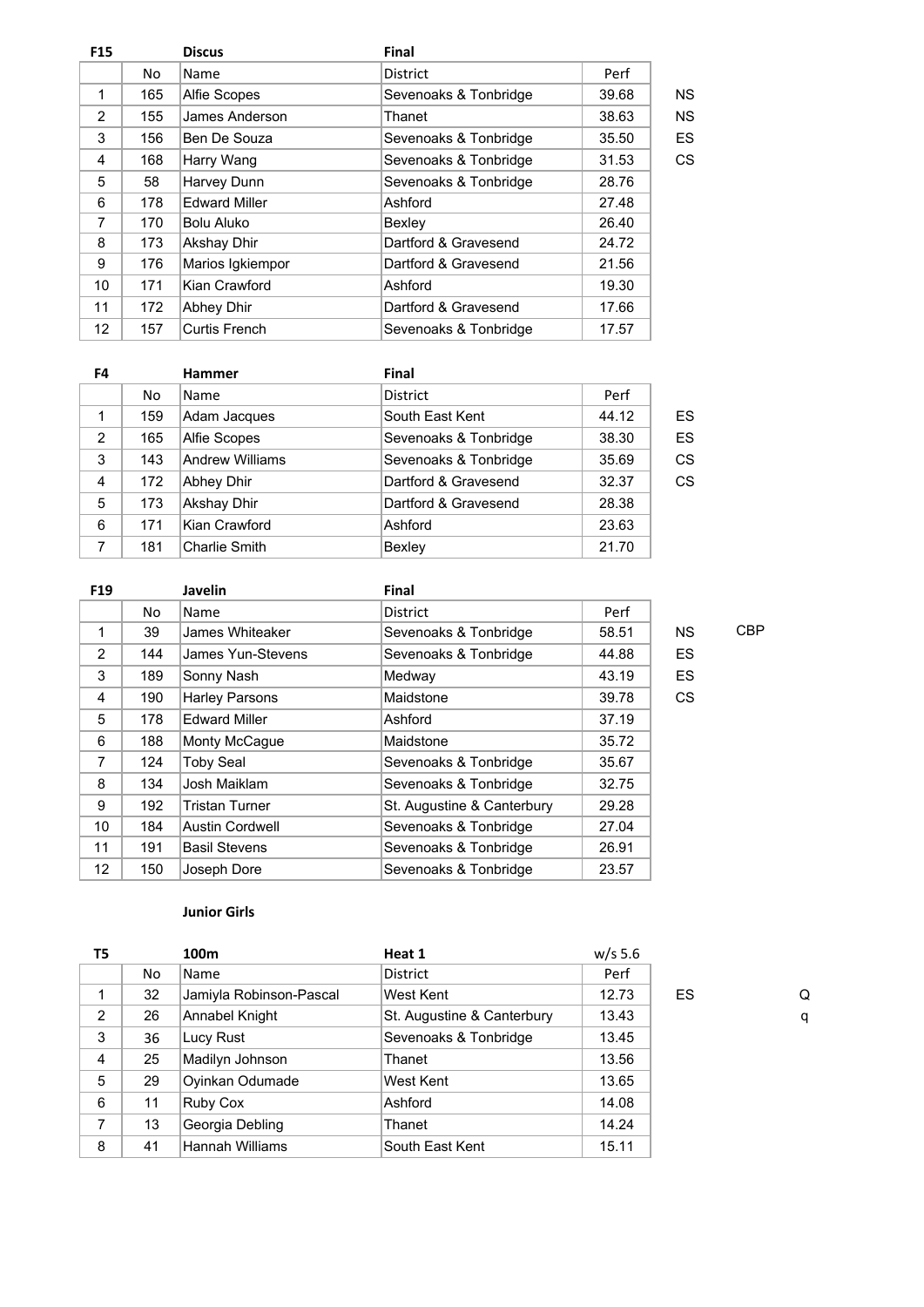| F15 | | Discus | Final | | | |
|---|---|---|---|---|---|---|
| | No | Name | District | Perf | | |
| 1 | 165 | Alfie Scopes | Sevenoaks & Tonbridge | 39.68 | NS | |
| 2 | 155 | James Anderson | Thanet | 38.63 | NS | |
| 3 | 156 | Ben De Souza | Sevenoaks & Tonbridge | 35.50 | ES | |
| 4 | 168 | Harry Wang | Sevenoaks & Tonbridge | 31.53 | CS | |
| 5 | 58 | Harvey Dunn | Sevenoaks & Tonbridge | 28.76 | | |
| 6 | 178 | Edward Miller | Ashford | 27.48 | | |
| 7 | 170 | Bolu Aluko | Bexley | 26.40 | | |
| 8 | 173 | Akshay Dhir | Dartford & Gravesend | 24.72 | | |
| 9 | 176 | Marios Igkiempor | Dartford & Gravesend | 21.56 | | |
| 10 | 171 | Kian Crawford | Ashford | 19.30 | | |
| 11 | 172 | Abhey Dhir | Dartford & Gravesend | 17.66 | | |
| 12 | 157 | Curtis French | Sevenoaks & Tonbridge | 17.57 | | |

| F4 | | Hammer | Final | | | |
|---|---|---|---|---|---|---|
| | No | Name | District | Perf | | |
| 1 | 159 | Adam Jacques | South East Kent | 44.12 | ES | |
| 2 | 165 | Alfie Scopes | Sevenoaks & Tonbridge | 38.30 | ES | |
| 3 | 143 | Andrew Williams | Sevenoaks & Tonbridge | 35.69 | CS | |
| 4 | 172 | Abhey Dhir | Dartford & Gravesend | 32.37 | CS | |
| 5 | 173 | Akshay Dhir | Dartford & Gravesend | 28.38 | | |
| 6 | 171 | Kian Crawford | Ashford | 23.63 | | |
| 7 | 181 | Charlie Smith | Bexley | 21.70 | | |

| F19 | | Javelin | Final | | | |
|---|---|---|---|---|---|---|
| | No | Name | District | Perf | | |
| 1 | 39 | James Whiteaker | Sevenoaks & Tonbridge | 58.51 | NS | CBP |
| 2 | 144 | James Yun-Stevens | Sevenoaks & Tonbridge | 44.88 | ES | |
| 3 | 189 | Sonny Nash | Medway | 43.19 | ES | |
| 4 | 190 | Harley Parsons | Maidstone | 39.78 | CS | |
| 5 | 178 | Edward Miller | Ashford | 37.19 | | |
| 6 | 188 | Monty McCague | Maidstone | 35.72 | | |
| 7 | 124 | Toby Seal | Sevenoaks & Tonbridge | 35.67 | | |
| 8 | 134 | Josh Maiklam | Sevenoaks & Tonbridge | 32.75 | | |
| 9 | 192 | Tristan Turner | St. Augustine & Canterbury | 29.28 | | |
| 10 | 184 | Austin Cordwell | Sevenoaks & Tonbridge | 27.04 | | |
| 11 | 191 | Basil Stevens | Sevenoaks & Tonbridge | 26.91 | | |
| 12 | 150 | Joseph Dore | Sevenoaks & Tonbridge | 23.57 | | |

**Junior Girls**

| T5 | | 100m | Heat 1 | w/s 5.6 | | |
|---|---|---|---|---|---|---|
| | No | Name | District | Perf | | |
| 1 | 32 | Jamiyla Robinson-Pascal | West Kent | 12.73 | ES | Q |
| 2 | 26 | Annabel Knight | St. Augustine & Canterbury | 13.43 | | q |
| 3 | 36 | Lucy Rust | Sevenoaks & Tonbridge | 13.45 | | |
| 4 | 25 | Madilyn Johnson | Thanet | 13.56 | | |
| 5 | 29 | Oyinkan Odumade | West Kent | 13.65 | | |
| 6 | 11 | Ruby Cox | Ashford | 14.08 | | |
| 7 | 13 | Georgia Debling | Thanet | 14.24 | | |
| 8 | 41 | Hannah Williams | South East Kent | 15.11 | | |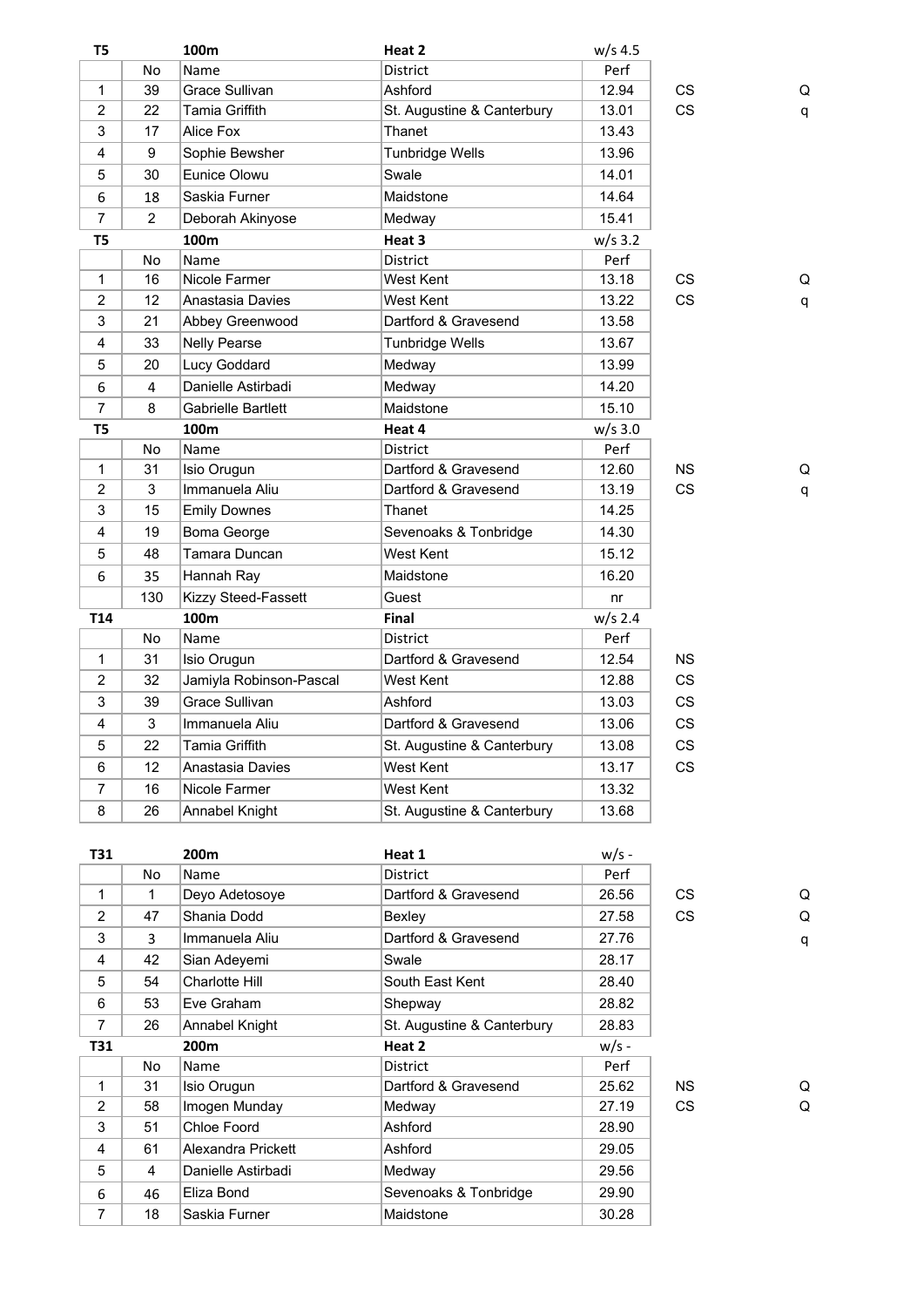| T5 | | 100m | Heat 2 | w/s 4.5 | | |
|---|---|---|---|---|---|---|
| | No | Name | District | Perf | | |
| 1 | 39 | Grace Sullivan | Ashford | 12.94 | CS | Q |
| 2 | 22 | Tamia Griffith | St. Augustine & Canterbury | 13.01 | CS | q |
| 3 | 17 | Alice Fox | Thanet | 13.43 | | |
| 4 | 9 | Sophie Bewsher | Tunbridge Wells | 13.96 | | |
| 5 | 30 | Eunice Olowu | Swale | 14.01 | | |
| 6 | 18 | Saskia Furner | Maidstone | 14.64 | | |
| 7 | 2 | Deborah Akinyose | Medway | 15.41 | | |

| T5 | | 100m | Heat 3 | w/s 3.2 | | |
|---|---|---|---|---|---|---|
| | No | Name | District | Perf | | |
| 1 | 16 | Nicole Farmer | West Kent | 13.18 | CS | Q |
| 2 | 12 | Anastasia Davies | West Kent | 13.22 | CS | q |
| 3 | 21 | Abbey Greenwood | Dartford & Gravesend | 13.58 | | |
| 4 | 33 | Nelly Pearse | Tunbridge Wells | 13.67 | | |
| 5 | 20 | Lucy Goddard | Medway | 13.99 | | |
| 6 | 4 | Danielle Astirbadi | Medway | 14.20 | | |
| 7 | 8 | Gabrielle Bartlett | Maidstone | 15.10 | | |

| T5 | | 100m | Heat 4 | w/s 3.0 | | |
|---|---|---|---|---|---|---|
| | No | Name | District | Perf | | |
| 1 | 31 | Isio Orugun | Dartford & Gravesend | 12.60 | NS | Q |
| 2 | 3 | Immanuela Aliu | Dartford & Gravesend | 13.19 | CS | q |
| 3 | 15 | Emily Downes | Thanet | 14.25 | | |
| 4 | 19 | Boma George | Sevenoaks & Tonbridge | 14.30 | | |
| 5 | 48 | Tamara Duncan | West Kent | 15.12 | | |
| 6 | 35 | Hannah Ray | Maidstone | 16.20 | | |
| | 130 | Kizzy Steed-Fassett | Guest | nr | | |

| T14 | | 100m | Final | w/s 2.4 | |
|---|---|---|---|---|---|
| | No | Name | District | Perf | |
| 1 | 31 | Isio Orugun | Dartford & Gravesend | 12.54 | NS |
| 2 | 32 | Jamiyla Robinson-Pascal | West Kent | 12.88 | CS |
| 3 | 39 | Grace Sullivan | Ashford | 13.03 | CS |
| 4 | 3 | Immanuela Aliu | Dartford & Gravesend | 13.06 | CS |
| 5 | 22 | Tamia Griffith | St. Augustine & Canterbury | 13.08 | CS |
| 6 | 12 | Anastasia Davies | West Kent | 13.17 | CS |
| 7 | 16 | Nicole Farmer | West Kent | 13.32 | |
| 8 | 26 | Annabel Knight | St. Augustine & Canterbury | 13.68 | |

| T31 | | 200m | Heat 1 | w/s - | | |
|---|---|---|---|---|---|---|
| | No | Name | District | Perf | | |
| 1 | 1 | Deyo Adetosoye | Dartford & Gravesend | 26.56 | CS | Q |
| 2 | 47 | Shania Dodd | Bexley | 27.58 | CS | Q |
| 3 | 3 | Immanuela Aliu | Dartford & Gravesend | 27.76 | | q |
| 4 | 42 | Sian Adeyemi | Swale | 28.17 | | |
| 5 | 54 | Charlotte Hill | South East Kent | 28.40 | | |
| 6 | 53 | Eve Graham | Shepway | 28.82 | | |
| 7 | 26 | Annabel Knight | St. Augustine & Canterbury | 28.83 | | |

| T31 | | 200m | Heat 2 | w/s - | | |
|---|---|---|---|---|---|---|
| | No | Name | District | Perf | | |
| 1 | 31 | Isio Orugun | Dartford & Gravesend | 25.62 | NS | Q |
| 2 | 58 | Imogen Munday | Medway | 27.19 | CS | Q |
| 3 | 51 | Chloe Foord | Ashford | 28.90 | | |
| 4 | 61 | Alexandra Prickett | Ashford | 29.05 | | |
| 5 | 4 | Danielle Astirbadi | Medway | 29.56 | | |
| 6 | 46 | Eliza Bond | Sevenoaks & Tonbridge | 29.90 | | |
| 7 | 18 | Saskia Furner | Maidstone | 30.28 | | |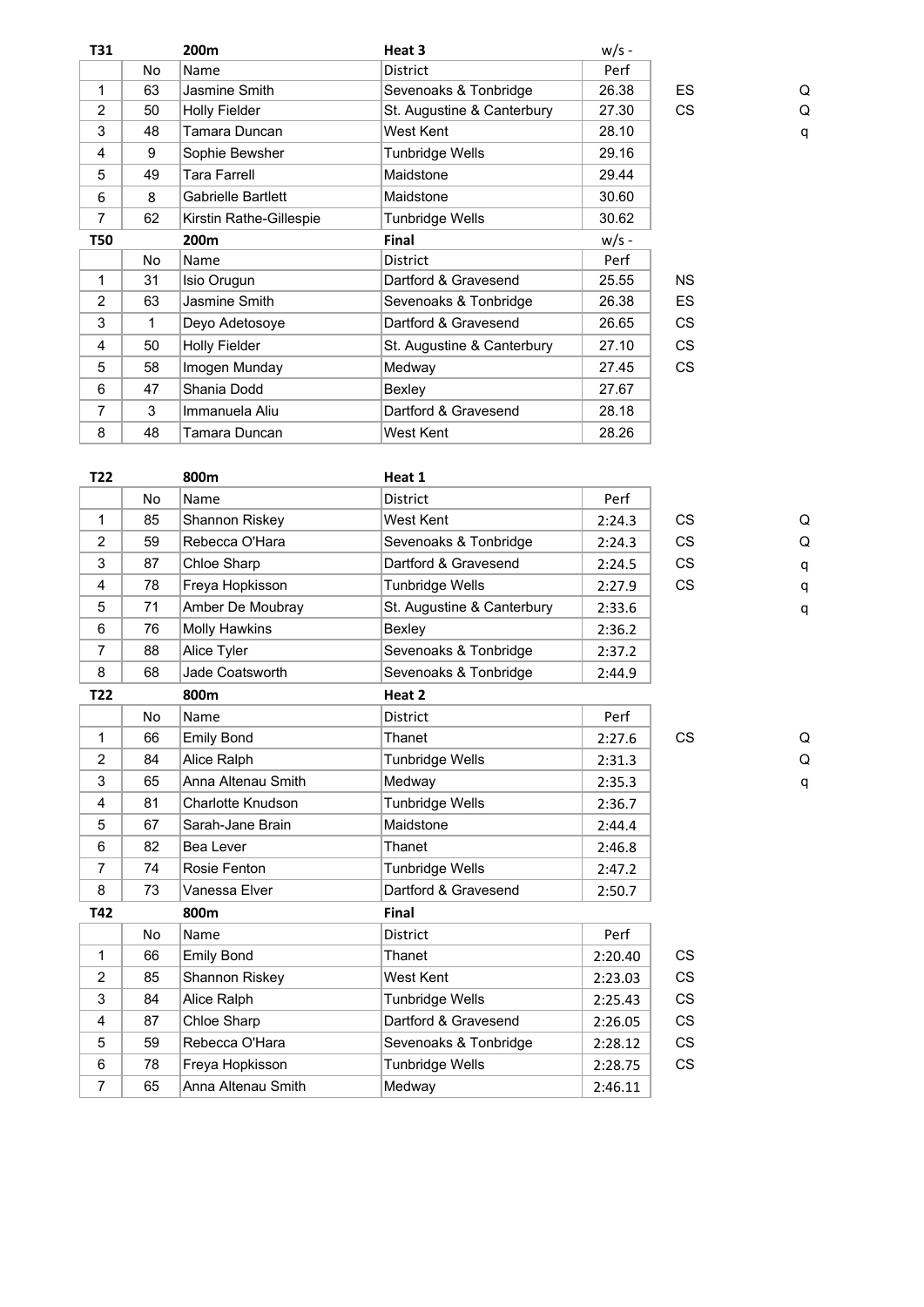| T31 | | 200m | Heat 3 | w/s - | | |
|---|---|---|---|---|---|---|
| | No | Name | District | Perf | | |
| 1 | 63 | Jasmine Smith | Sevenoaks & Tonbridge | 26.38 | ES | Q |
| 2 | 50 | Holly Fielder | St. Augustine & Canterbury | 27.30 | CS | Q |
| 3 | 48 | Tamara Duncan | West Kent | 28.10 | | q |
| 4 | 9 | Sophie Bewsher | Tunbridge Wells | 29.16 | | |
| 5 | 49 | Tara Farrell | Maidstone | 29.44 | | |
| 6 | 8 | Gabrielle Bartlett | Maidstone | 30.60 | | |
| 7 | 62 | Kirstin Rathe-Gillespie | Tunbridge Wells | 30.62 | | |

| T50 | | 200m | Final | w/s - | |
|---|---|---|---|---|---|
| | No | Name | District | Perf | |
| 1 | 31 | Isio Orugun | Dartford & Gravesend | 25.55 | NS |
| 2 | 63 | Jasmine Smith | Sevenoaks & Tonbridge | 26.38 | ES |
| 3 | 1 | Deyo Adetosoye | Dartford & Gravesend | 26.65 | CS |
| 4 | 50 | Holly Fielder | St. Augustine & Canterbury | 27.10 | CS |
| 5 | 58 | Imogen Munday | Medway | 27.45 | CS |
| 6 | 47 | Shania Dodd | Bexley | 27.67 | |
| 7 | 3 | Immanuela Aliu | Dartford & Gravesend | 28.18 | |
| 8 | 48 | Tamara Duncan | West Kent | 28.26 | |

| T22 | | 800m | Heat 1 | | | |
|---|---|---|---|---|---|---|
| | No | Name | District | Perf | | |
| 1 | 85 | Shannon Riskey | West Kent | 2:24.3 | CS | Q |
| 2 | 59 | Rebecca O'Hara | Sevenoaks & Tonbridge | 2:24.3 | CS | Q |
| 3 | 87 | Chloe Sharp | Dartford & Gravesend | 2:24.5 | CS | q |
| 4 | 78 | Freya Hopkisson | Tunbridge Wells | 2:27.9 | CS | q |
| 5 | 71 | Amber De Moubray | St. Augustine & Canterbury | 2:33.6 | | q |
| 6 | 76 | Molly Hawkins | Bexley | 2:36.2 | | |
| 7 | 88 | Alice Tyler | Sevenoaks & Tonbridge | 2:37.2 | | |
| 8 | 68 | Jade Coatsworth | Sevenoaks & Tonbridge | 2:44.9 | | |

| T22 | | 800m | Heat 2 | | | |
|---|---|---|---|---|---|---|
| | No | Name | District | Perf | | |
| 1 | 66 | Emily Bond | Thanet | 2:27.6 | CS | Q |
| 2 | 84 | Alice Ralph | Tunbridge Wells | 2:31.3 | | Q |
| 3 | 65 | Anna Altenau Smith | Medway | 2:35.3 | | q |
| 4 | 81 | Charlotte Knudson | Tunbridge Wells | 2:36.7 | | |
| 5 | 67 | Sarah-Jane Brain | Maidstone | 2:44.4 | | |
| 6 | 82 | Bea Lever | Thanet | 2:46.8 | | |
| 7 | 74 | Rosie Fenton | Tunbridge Wells | 2:47.2 | | |
| 8 | 73 | Vanessa Elver | Dartford & Gravesend | 2:50.7 | | |

| T42 | | 800m | Final | | |
|---|---|---|---|---|---|
| | No | Name | District | Perf | |
| 1 | 66 | Emily Bond | Thanet | 2:20.40 | CS |
| 2 | 85 | Shannon Riskey | West Kent | 2:23.03 | CS |
| 3 | 84 | Alice Ralph | Tunbridge Wells | 2:25.43 | CS |
| 4 | 87 | Chloe Sharp | Dartford & Gravesend | 2:26.05 | CS |
| 5 | 59 | Rebecca O'Hara | Sevenoaks & Tonbridge | 2:28.12 | CS |
| 6 | 78 | Freya Hopkisson | Tunbridge Wells | 2:28.75 | CS |
| 7 | 65 | Anna Altenau Smith | Medway | 2:46.11 | |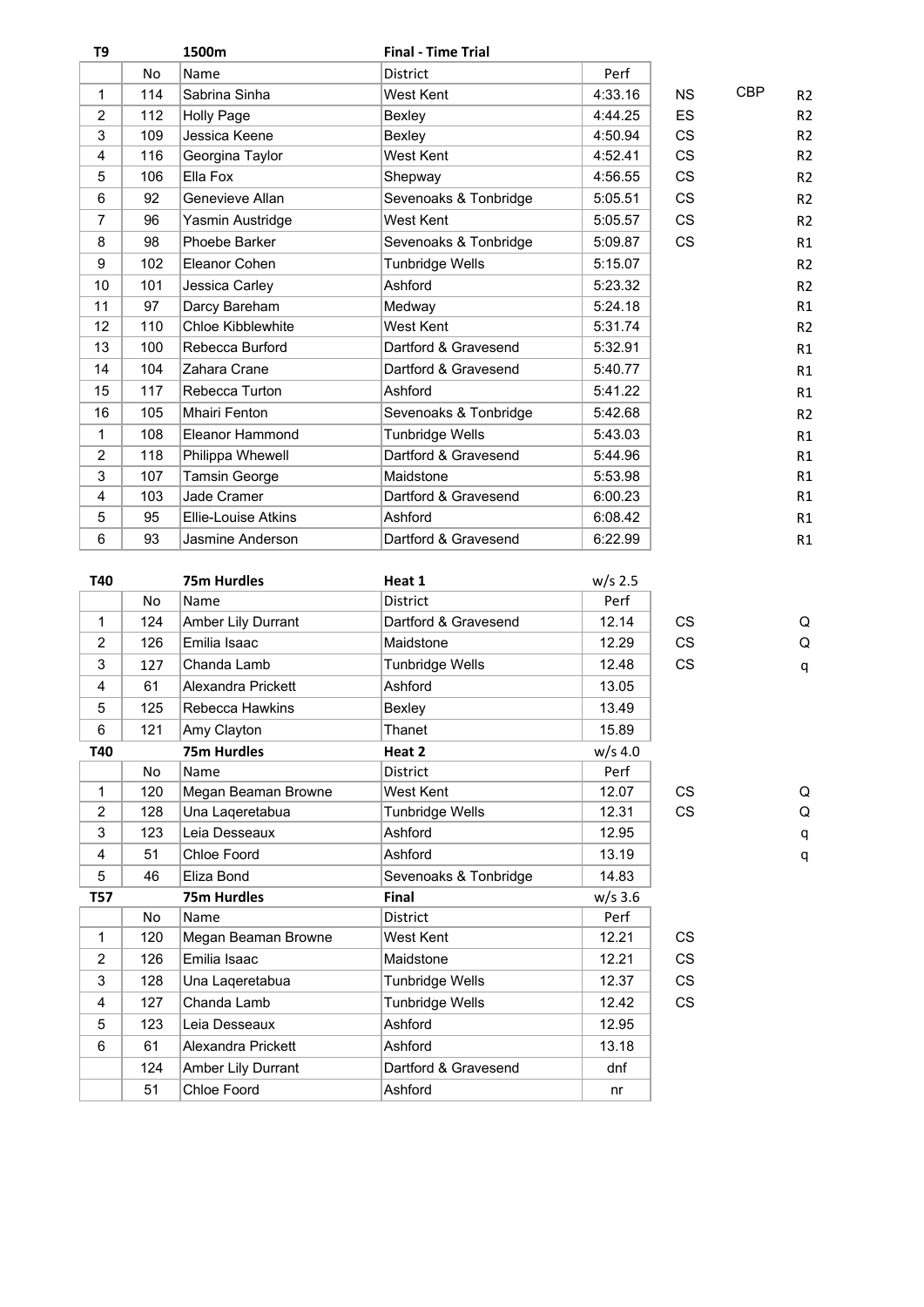| T9 | | 1500m | Final - Time Trial | | | | |
|---|---|---|---|---|---|---|---|
| | No | Name | District | Perf | | | |
| 1 | 114 | Sabrina Sinha | West Kent | 4:33.16 | NS | CBP | R2 |
| 2 | 112 | Holly Page | Bexley | 4:44.25 | ES | | R2 |
| 3 | 109 | Jessica Keene | Bexley | 4:50.94 | CS | | R2 |
| 4 | 116 | Georgina Taylor | West Kent | 4:52.41 | CS | | R2 |
| 5 | 106 | Ella Fox | Shepway | 4:56.55 | CS | | R2 |
| 6 | 92 | Genevieve Allan | Sevenoaks & Tonbridge | 5:05.51 | CS | | R2 |
| 7 | 96 | Yasmin Austridge | West Kent | 5:05.57 | CS | | R2 |
| 8 | 98 | Phoebe Barker | Sevenoaks & Tonbridge | 5:09.87 | CS | | R1 |
| 9 | 102 | Eleanor Cohen | Tunbridge Wells | 5:15.07 | | | R2 |
| 10 | 101 | Jessica Carley | Ashford | 5:23.32 | | | R2 |
| 11 | 97 | Darcy Bareham | Medway | 5:24.18 | | | R1 |
| 12 | 110 | Chloe Kibblewhite | West Kent | 5:31.74 | | | R2 |
| 13 | 100 | Rebecca Burford | Dartford & Gravesend | 5:32.91 | | | R1 |
| 14 | 104 | Zahara Crane | Dartford & Gravesend | 5:40.77 | | | R1 |
| 15 | 117 | Rebecca Turton | Ashford | 5:41.22 | | | R1 |
| 16 | 105 | Mhairi Fenton | Sevenoaks & Tonbridge | 5:42.68 | | | R2 |
| 1 | 108 | Eleanor Hammond | Tunbridge Wells | 5:43.03 | | | R1 |
| 2 | 118 | Philippa Whewell | Dartford & Gravesend | 5:44.96 | | | R1 |
| 3 | 107 | Tamsin George | Maidstone | 5:53.98 | | | R1 |
| 4 | 103 | Jade Cramer | Dartford & Gravesend | 6:00.23 | | | R1 |
| 5 | 95 | Ellie-Louise Atkins | Ashford | 6:08.42 | | | R1 |
| 6 | 93 | Jasmine Anderson | Dartford & Gravesend | 6:22.99 | | | R1 |

| T40 | | 75m Hurdles | Heat 1 | w/s 2.5 | | | |
|---|---|---|---|---|---|---|---|
| | No | Name | District | Perf | | | |
| 1 | 124 | Amber Lily Durrant | Dartford & Gravesend | 12.14 | CS | | Q |
| 2 | 126 | Emilia Isaac | Maidstone | 12.29 | CS | | Q |
| 3 | 127 | Chanda Lamb | Tunbridge Wells | 12.48 | CS | | q |
| 4 | 61 | Alexandra Prickett | Ashford | 13.05 | | | |
| 5 | 125 | Rebecca Hawkins | Bexley | 13.49 | | | |
| 6 | 121 | Amy Clayton | Thanet | 15.89 | | | |
| **T40** | | **75m Hurdles** | **Heat 2** | **w/s 4.0** | | | |
| | No | Name | District | Perf | | | |
| 1 | 120 | Megan Beaman Browne | West Kent | 12.07 | CS | | Q |
| 2 | 128 | Una Laqeretabua | Tunbridge Wells | 12.31 | CS | | Q |
| 3 | 123 | Leia Desseaux | Ashford | 12.95 | | | q |
| 4 | 51 | Chloe Foord | Ashford | 13.19 | | | q |
| 5 | 46 | Eliza Bond | Sevenoaks & Tonbridge | 14.83 | | | |
| **T57** | | **75m Hurdles** | **Final** | **w/s 3.6** | | | |
| | No | Name | District | Perf | | | |
| 1 | 120 | Megan Beaman Browne | West Kent | 12.21 | CS | | |
| 2 | 126 | Emilia Isaac | Maidstone | 12.21 | CS | | |
| 3 | 128 | Una Laqeretabua | Tunbridge Wells | 12.37 | CS | | |
| 4 | 127 | Chanda Lamb | Tunbridge Wells | 12.42 | CS | | |
| 5 | 123 | Leia Desseaux | Ashford | 12.95 | | | |
| 6 | 61 | Alexandra Prickett | Ashford | 13.18 | | | |
| | 124 | Amber Lily Durrant | Dartford & Gravesend | dnf | | | |
| | 51 | Chloe Foord | Ashford | nr | | | |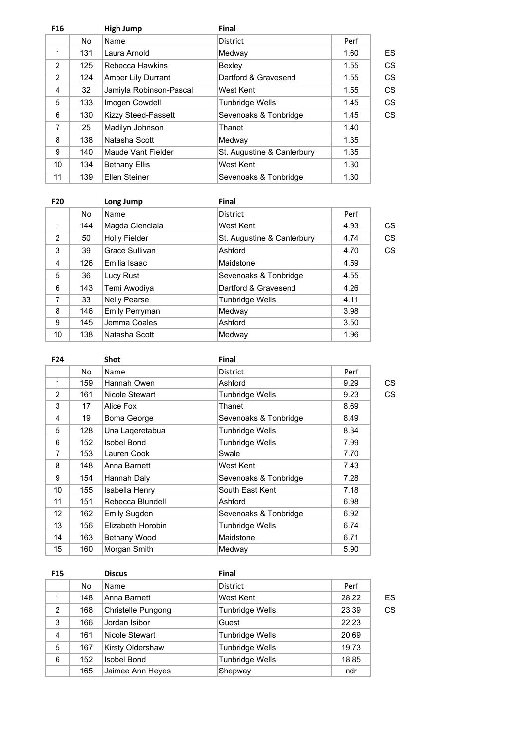| F16 | | High Jump | Final | | |
|---|---|---|---|---|---|
| | No | Name | District | Perf | |
| 1 | 131 | Laura Arnold | Medway | 1.60 | ES |
| 2 | 125 | Rebecca Hawkins | Bexley | 1.55 | CS |
| 2 | 124 | Amber Lily Durrant | Dartford & Gravesend | 1.55 | CS |
| 4 | 32 | Jamiyla Robinson-Pascal | West Kent | 1.55 | CS |
| 5 | 133 | Imogen Cowdell | Tunbridge Wells | 1.45 | CS |
| 6 | 130 | Kizzy Steed-Fassett | Sevenoaks & Tonbridge | 1.45 | CS |
| 7 | 25 | Madilyn Johnson | Thanet | 1.40 | |
| 8 | 138 | Natasha Scott | Medway | 1.35 | |
| 9 | 140 | Maude Vant Fielder | St. Augustine & Canterbury | 1.35 | |
| 10 | 134 | Bethany Ellis | West Kent | 1.30 | |
| 11 | 139 | Ellen Steiner | Sevenoaks & Tonbridge | 1.30 | |

| F20 | | Long Jump | Final | | |
|---|---|---|---|---|---|
| | No | Name | District | Perf | |
| 1 | 144 | Magda Cienciala | West Kent | 4.93 | CS |
| 2 | 50 | Holly Fielder | St. Augustine & Canterbury | 4.74 | CS |
| 3 | 39 | Grace Sullivan | Ashford | 4.70 | CS |
| 4 | 126 | Emilia Isaac | Maidstone | 4.59 | |
| 5 | 36 | Lucy Rust | Sevenoaks & Tonbridge | 4.55 | |
| 6 | 143 | Temi Awodiya | Dartford & Gravesend | 4.26 | |
| 7 | 33 | Nelly Pearse | Tunbridge Wells | 4.11 | |
| 8 | 146 | Emily Perryman | Medway | 3.98 | |
| 9 | 145 | Jemma Coales | Ashford | 3.50 | |
| 10 | 138 | Natasha Scott | Medway | 1.96 | |

| F24 | | Shot | Final | | |
|---|---|---|---|---|---|
| | No | Name | District | Perf | |
| 1 | 159 | Hannah Owen | Ashford | 9.29 | CS |
| 2 | 161 | Nicole Stewart | Tunbridge Wells | 9.23 | CS |
| 3 | 17 | Alice Fox | Thanet | 8.69 | |
| 4 | 19 | Boma George | Sevenoaks & Tonbridge | 8.49 | |
| 5 | 128 | Una Laqeretabua | Tunbridge Wells | 8.34 | |
| 6 | 152 | Isobel Bond | Tunbridge Wells | 7.99 | |
| 7 | 153 | Lauren Cook | Swale | 7.70 | |
| 8 | 148 | Anna Barnett | West Kent | 7.43 | |
| 9 | 154 | Hannah Daly | Sevenoaks & Tonbridge | 7.28 | |
| 10 | 155 | Isabella Henry | South East Kent | 7.18 | |
| 11 | 151 | Rebecca Blundell | Ashford | 6.98 | |
| 12 | 162 | Emily Sugden | Sevenoaks & Tonbridge | 6.92 | |
| 13 | 156 | Elizabeth Horobin | Tunbridge Wells | 6.74 | |
| 14 | 163 | Bethany Wood | Maidstone | 6.71 | |
| 15 | 160 | Morgan Smith | Medway | 5.90 | |

| F15 | | Discus | Final | | |
|---|---|---|---|---|---|
| | No | Name | District | Perf | |
| 1 | 148 | Anna Barnett | West Kent | 28.22 | ES |
| 2 | 168 | Christelle Pungong | Tunbridge Wells | 23.39 | CS |
| 3 | 166 | Jordan Isibor | Guest | 22.23 | |
| 4 | 161 | Nicole Stewart | Tunbridge Wells | 20.69 | |
| 5 | 167 | Kirsty Oldershaw | Tunbridge Wells | 19.73 | |
| 6 | 152 | Isobel Bond | Tunbridge Wells | 18.85 | |
| | 165 | Jaimee Ann Heyes | Shepway | ndr | |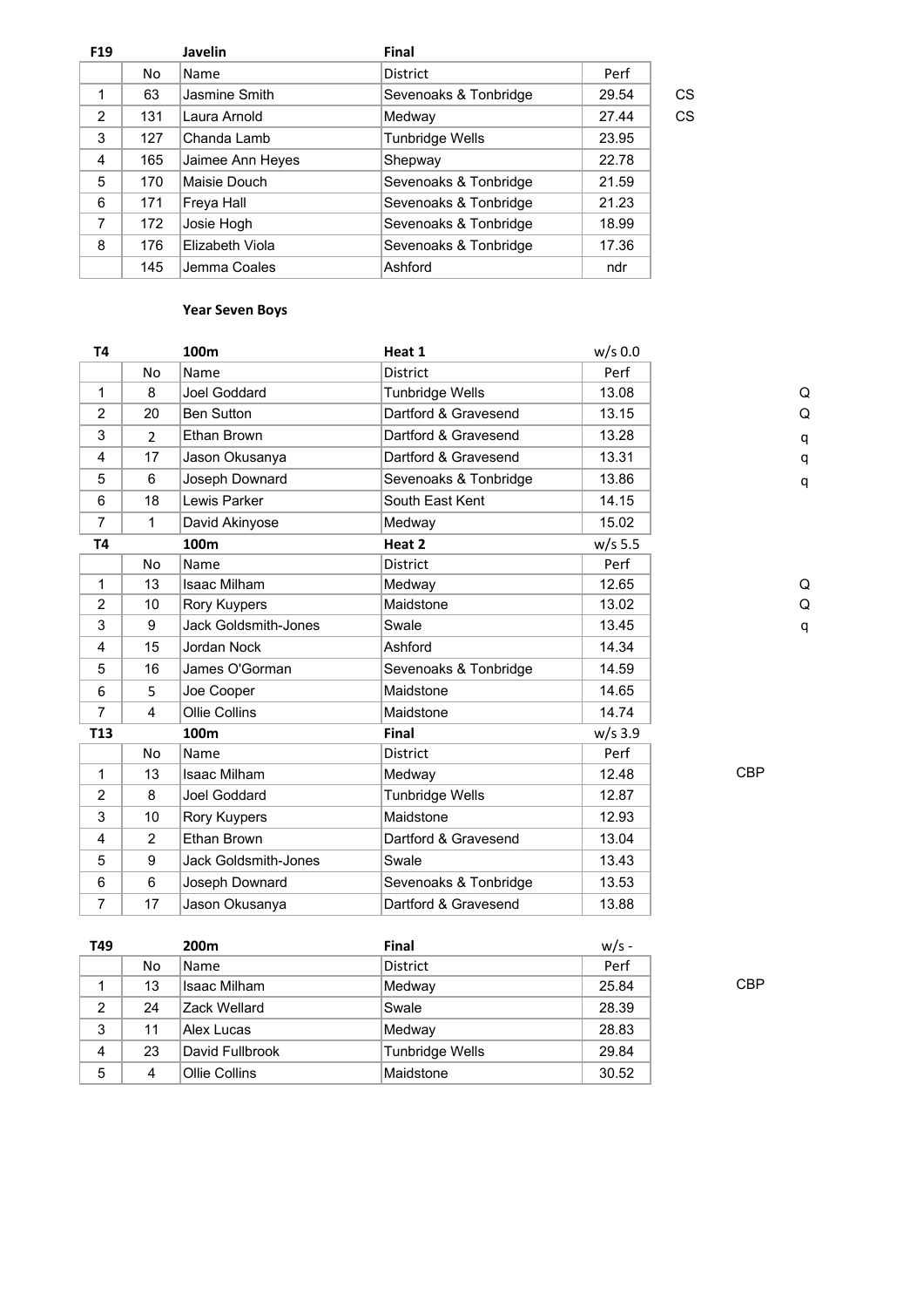| F19 | | Javelin | Final | | |
|---|---|---|---|---|---|
| | No | Name | District | Perf | |
| 1 | 63 | Jasmine Smith | Sevenoaks & Tonbridge | 29.54 | CS |
| 2 | 131 | Laura Arnold | Medway | 27.44 | CS |
| 3 | 127 | Chanda Lamb | Tunbridge Wells | 23.95 | |
| 4 | 165 | Jaimee Ann Heyes | Shepway | 22.78 | |
| 5 | 170 | Maisie Douch | Sevenoaks & Tonbridge | 21.59 | |
| 6 | 171 | Freya Hall | Sevenoaks & Tonbridge | 21.23 | |
| 7 | 172 | Josie Hogh | Sevenoaks & Tonbridge | 18.99 | |
| 8 | 176 | Elizabeth Viola | Sevenoaks & Tonbridge | 17.36 | |
| | 145 | Jemma Coales | Ashford | ndr | |

**Year Seven Boys**

| T4 | | 100m | Heat 1 | w/s 0.0 | |
|---|---|---|---|---|---|
| | No | Name | District | Perf | |
| 1 | 8 | Joel Goddard | Tunbridge Wells | 13.08 | Q |
| 2 | 20 | Ben Sutton | Dartford & Gravesend | 13.15 | Q |
| 3 | 2 | Ethan Brown | Dartford & Gravesend | 13.28 | q |
| 4 | 17 | Jason Okusanya | Dartford & Gravesend | 13.31 | q |
| 5 | 6 | Joseph Downard | Sevenoaks & Tonbridge | 13.86 | q |
| 6 | 18 | Lewis Parker | South East Kent | 14.15 | |
| 7 | 1 | David Akinyose | Medway | 15.02 | |
| **T4** | | **100m** | **Heat 2** | **w/s 5.5** | |
| | No | Name | District | Perf | |
| 1 | 13 | Isaac Milham | Medway | 12.65 | Q |
| 2 | 10 | Rory Kuypers | Maidstone | 13.02 | Q |
| 3 | 9 | Jack Goldsmith-Jones | Swale | 13.45 | q |
| 4 | 15 | Jordan Nock | Ashford | 14.34 | |
| 5 | 16 | James O'Gorman | Sevenoaks & Tonbridge | 14.59 | |
| 6 | 5 | Joe Cooper | Maidstone | 14.65 | |
| 7 | 4 | Ollie Collins | Maidstone | 14.74 | |
| **T13** | | **100m** | **Final** | **w/s 3.9** | |
| | No | Name | District | Perf | |
| 1 | 13 | Isaac Milham | Medway | 12.48 | CBP |
| 2 | 8 | Joel Goddard | Tunbridge Wells | 12.87 | |
| 3 | 10 | Rory Kuypers | Maidstone | 12.93 | |
| 4 | 2 | Ethan Brown | Dartford & Gravesend | 13.04 | |
| 5 | 9 | Jack Goldsmith-Jones | Swale | 13.43 | |
| 6 | 6 | Joseph Downard | Sevenoaks & Tonbridge | 13.53 | |
| 7 | 17 | Jason Okusanya | Dartford & Gravesend | 13.88 | |

| T49 | | 200m | Final | w/s - | |
|---|---|---|---|---|---|
| | No | Name | District | Perf | |
| 1 | 13 | Isaac Milham | Medway | 25.84 | CBP |
| 2 | 24 | Zack Wellard | Swale | 28.39 | |
| 3 | 11 | Alex Lucas | Medway | 28.83 | |
| 4 | 23 | David Fullbrook | Tunbridge Wells | 29.84 | |
| 5 | 4 | Ollie Collins | Maidstone | 30.52 | |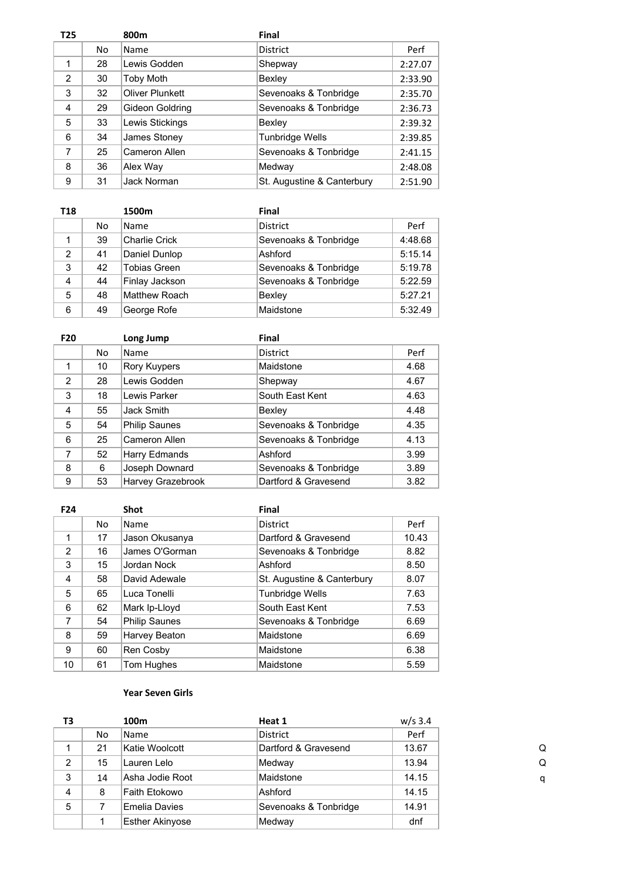| T25 | | 800m | Final | |
|---|---|---|---|---|
| | No | Name | District | Perf |
| 1 | 28 | Lewis Godden | Shepway | 2:27.07 |
| 2 | 30 | Toby Moth | Bexley | 2:33.90 |
| 3 | 32 | Oliver Plunkett | Sevenoaks & Tonbridge | 2:35.70 |
| 4 | 29 | Gideon Goldring | Sevenoaks & Tonbridge | 2:36.73 |
| 5 | 33 | Lewis Stickings | Bexley | 2:39.32 |
| 6 | 34 | James Stoney | Tunbridge Wells | 2:39.85 |
| 7 | 25 | Cameron Allen | Sevenoaks & Tonbridge | 2:41.15 |
| 8 | 36 | Alex Way | Medway | 2:48.08 |
| 9 | 31 | Jack Norman | St. Augustine & Canterbury | 2:51.90 |

| T18 | | 1500m | Final | |
|---|---|---|---|---|
| | No | Name | District | Perf |
| 1 | 39 | Charlie Crick | Sevenoaks & Tonbridge | 4:48.68 |
| 2 | 41 | Daniel Dunlop | Ashford | 5:15.14 |
| 3 | 42 | Tobias Green | Sevenoaks & Tonbridge | 5:19.78 |
| 4 | 44 | Finlay Jackson | Sevenoaks & Tonbridge | 5:22.59 |
| 5 | 48 | Matthew Roach | Bexley | 5:27.21 |
| 6 | 49 | George Rofe | Maidstone | 5:32.49 |

| F20 | | Long Jump | Final | |
|---|---|---|---|---|
| | No | Name | District | Perf |
| 1 | 10 | Rory Kuypers | Maidstone | 4.68 |
| 2 | 28 | Lewis Godden | Shepway | 4.67 |
| 3 | 18 | Lewis Parker | South East Kent | 4.63 |
| 4 | 55 | Jack Smith | Bexley | 4.48 |
| 5 | 54 | Philip Saunes | Sevenoaks & Tonbridge | 4.35 |
| 6 | 25 | Cameron Allen | Sevenoaks & Tonbridge | 4.13 |
| 7 | 52 | Harry Edmands | Ashford | 3.99 |
| 8 | 6 | Joseph Downard | Sevenoaks & Tonbridge | 3.89 |
| 9 | 53 | Harvey Grazebrook | Dartford & Gravesend | 3.82 |

| F24 | | Shot | Final | |
|---|---|---|---|---|
| | No | Name | District | Perf |
| 1 | 17 | Jason Okusanya | Dartford & Gravesend | 10.43 |
| 2 | 16 | James O'Gorman | Sevenoaks & Tonbridge | 8.82 |
| 3 | 15 | Jordan Nock | Ashford | 8.50 |
| 4 | 58 | David Adewale | St. Augustine & Canterbury | 8.07 |
| 5 | 65 | Luca Tonelli | Tunbridge Wells | 7.63 |
| 6 | 62 | Mark Ip-Lloyd | South East Kent | 7.53 |
| 7 | 54 | Philip Saunes | Sevenoaks & Tonbridge | 6.69 |
| 8 | 59 | Harvey Beaton | Maidstone | 6.69 |
| 9 | 60 | Ren Cosby | Maidstone | 6.38 |
| 10 | 61 | Tom Hughes | Maidstone | 5.59 |

**Year Seven Girls**

| T3 | | 100m | Heat 1 | w/s 3.4 | |
|---|---|---|---|---|---|
| | No | Name | District | Perf | |
| 1 | 21 | Katie Woolcott | Dartford & Gravesend | 13.67 | Q |
| 2 | 15 | Lauren Lelo | Medway | 13.94 | Q |
| 3 | 14 | Asha Jodie Root | Maidstone | 14.15 | q |
| 4 | 8 | Faith Etokowo | Ashford | 14.15 | |
| 5 | 7 | Emelia Davies | Sevenoaks & Tonbridge | 14.91 | |
| | 1 | Esther Akinyose | Medway | dnf | |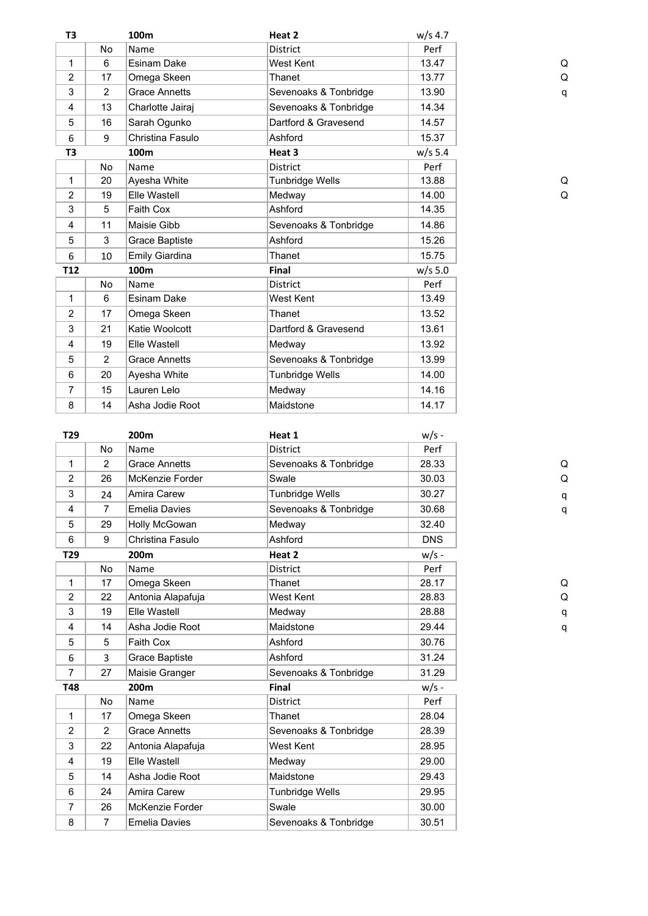| T3 | | 100m | Heat 2 | w/s 4.7 | |
|---|---|---|---|---|---|
| | No | Name | District | Perf | |
| 1 | 6 | Esinam Dake | West Kent | 13.47 | Q |
| 2 | 17 | Omega Skeen | Thanet | 13.77 | Q |
| 3 | 2 | Grace Annetts | Sevenoaks & Tonbridge | 13.90 | q |
| 4 | 13 | Charlotte Jairaj | Sevenoaks & Tonbridge | 14.34 | |
| 5 | 16 | Sarah Ogunko | Dartford & Gravesend | 14.57 | |
| 6 | 9 | Christina Fasulo | Ashford | 15.37 | |

| T3 | | 100m | Heat 3 | w/s 5.4 | |
|---|---|---|---|---|---|
| | No | Name | District | Perf | |
| 1 | 20 | Ayesha White | Tunbridge Wells | 13.88 | Q |
| 2 | 19 | Elle Wastell | Medway | 14.00 | Q |
| 3 | 5 | Faith Cox | Ashford | 14.35 | |
| 4 | 11 | Maisie Gibb | Sevenoaks & Tonbridge | 14.86 | |
| 5 | 3 | Grace Baptiste | Ashford | 15.26 | |
| 6 | 10 | Emily Giardina | Thanet | 15.75 | |

| T12 | | 100m | Final | w/s 5.0 |
|---|---|---|---|---|
| | No | Name | District | Perf |
| 1 | 6 | Esinam Dake | West Kent | 13.49 |
| 2 | 17 | Omega Skeen | Thanet | 13.52 |
| 3 | 21 | Katie Woolcott | Dartford & Gravesend | 13.61 |
| 4 | 19 | Elle Wastell | Medway | 13.92 |
| 5 | 2 | Grace Annetts | Sevenoaks & Tonbridge | 13.99 |
| 6 | 20 | Ayesha White | Tunbridge Wells | 14.00 |
| 7 | 15 | Lauren Lelo | Medway | 14.16 |
| 8 | 14 | Asha Jodie Root | Maidstone | 14.17 |

| T29 | | 200m | Heat 1 | w/s - | |
|---|---|---|---|---|---|
| | No | Name | District | Perf | |
| 1 | 2 | Grace Annetts | Sevenoaks & Tonbridge | 28.33 | Q |
| 2 | 26 | McKenzie Forder | Swale | 30.03 | Q |
| 3 | 24 | Amira Carew | Tunbridge Wells | 30.27 | q |
| 4 | 7 | Emelia Davies | Sevenoaks & Tonbridge | 30.68 | q |
| 5 | 29 | Holly McGowan | Medway | 32.40 | |
| 6 | 9 | Christina Fasulo | Ashford | DNS | |

| T29 | | 200m | Heat 2 | w/s - | |
|---|---|---|---|---|---|
| | No | Name | District | Perf | |
| 1 | 17 | Omega Skeen | Thanet | 28.17 | Q |
| 2 | 22 | Antonia Alapafuja | West Kent | 28.83 | Q |
| 3 | 19 | Elle Wastell | Medway | 28.88 | q |
| 4 | 14 | Asha Jodie Root | Maidstone | 29.44 | q |
| 5 | 5 | Faith Cox | Ashford | 30.76 | |
| 6 | 3 | Grace Baptiste | Ashford | 31.24 | |
| 7 | 27 | Maisie Granger | Sevenoaks & Tonbridge | 31.29 | |

| T48 | | 200m | Final | w/s - |
|---|---|---|---|---|
| | No | Name | District | Perf |
| 1 | 17 | Omega Skeen | Thanet | 28.04 |
| 2 | 2 | Grace Annetts | Sevenoaks & Tonbridge | 28.39 |
| 3 | 22 | Antonia Alapafuja | West Kent | 28.95 |
| 4 | 19 | Elle Wastell | Medway | 29.00 |
| 5 | 14 | Asha Jodie Root | Maidstone | 29.43 |
| 6 | 24 | Amira Carew | Tunbridge Wells | 29.95 |
| 7 | 26 | McKenzie Forder | Swale | 30.00 |
| 8 | 7 | Emelia Davies | Sevenoaks & Tonbridge | 30.51 |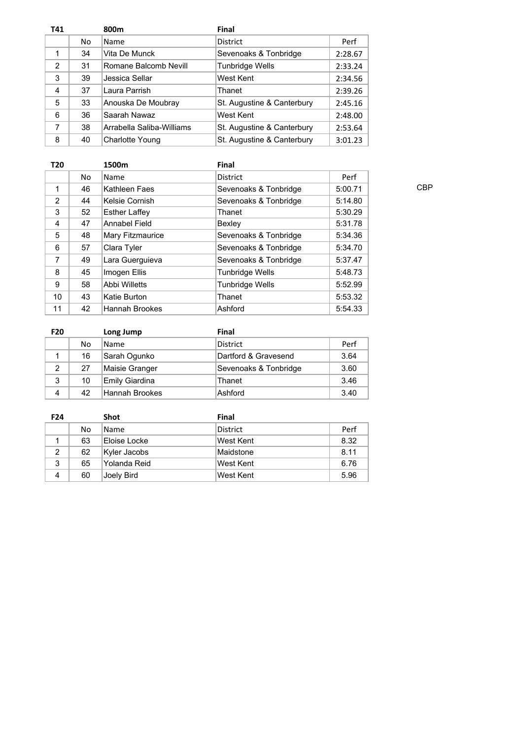**T41** **800m** **Final**

| | No | Name | District | Perf |
|---|---|---|---|---|
| 1 | 34 | Vita De Munck | Sevenoaks & Tonbridge | 2:28.67 |
| 2 | 31 | Romane Balcomb Nevill | Tunbridge Wells | 2:33.24 |
| 3 | 39 | Jessica Sellar | West Kent | 2:34.56 |
| 4 | 37 | Laura Parrish | Thanet | 2:39.26 |
| 5 | 33 | Anouska De Moubray | St. Augustine & Canterbury | 2:45.16 |
| 6 | 36 | Saarah Nawaz | West Kent | 2:48.00 |
| 7 | 38 | Arrabella Saliba-Williams | St. Augustine & Canterbury | 2:53.64 |
| 8 | 40 | Charlotte Young | St. Augustine & Canterbury | 3:01.23 |

**T20** **1500m** **Final**

| | No | Name | District | Perf | |
|---|---|---|---|---|---|
| 1 | 46 | Kathleen Faes | Sevenoaks & Tonbridge | 5:00.71 | CBP |
| 2 | 44 | Kelsie Cornish | Sevenoaks & Tonbridge | 5:14.80 | |
| 3 | 52 | Esther Laffey | Thanet | 5:30.29 | |
| 4 | 47 | Annabel Field | Bexley | 5:31.78 | |
| 5 | 48 | Mary Fitzmaurice | Sevenoaks & Tonbridge | 5:34.36 | |
| 6 | 57 | Clara Tyler | Sevenoaks & Tonbridge | 5:34.70 | |
| 7 | 49 | Lara Guerguieva | Sevenoaks & Tonbridge | 5:37.47 | |
| 8 | 45 | Imogen Ellis | Tunbridge Wells | 5:48.73 | |
| 9 | 58 | Abbi Willetts | Tunbridge Wells | 5:52.99 | |
| 10 | 43 | Katie Burton | Thanet | 5:53.32 | |
| 11 | 42 | Hannah Brookes | Ashford | 5:54.33 | |

**F20** **Long Jump** **Final**

| | No | Name | District | Perf |
|---|---|---|---|---|
| 1 | 16 | Sarah Ogunko | Dartford & Gravesend | 3.64 |
| 2 | 27 | Maisie Granger | Sevenoaks & Tonbridge | 3.60 |
| 3 | 10 | Emily Giardina | Thanet | 3.46 |
| 4 | 42 | Hannah Brookes | Ashford | 3.40 |

**F24** **Shot** **Final**

| | No | Name | District | Perf |
|---|---|---|---|---|
| 1 | 63 | Eloise Locke | West Kent | 8.32 |
| 2 | 62 | Kyler Jacobs | Maidstone | 8.11 |
| 3 | 65 | Yolanda Reid | West Kent | 6.76 |
| 4 | 60 | Joely Bird | West Kent | 5.96 |